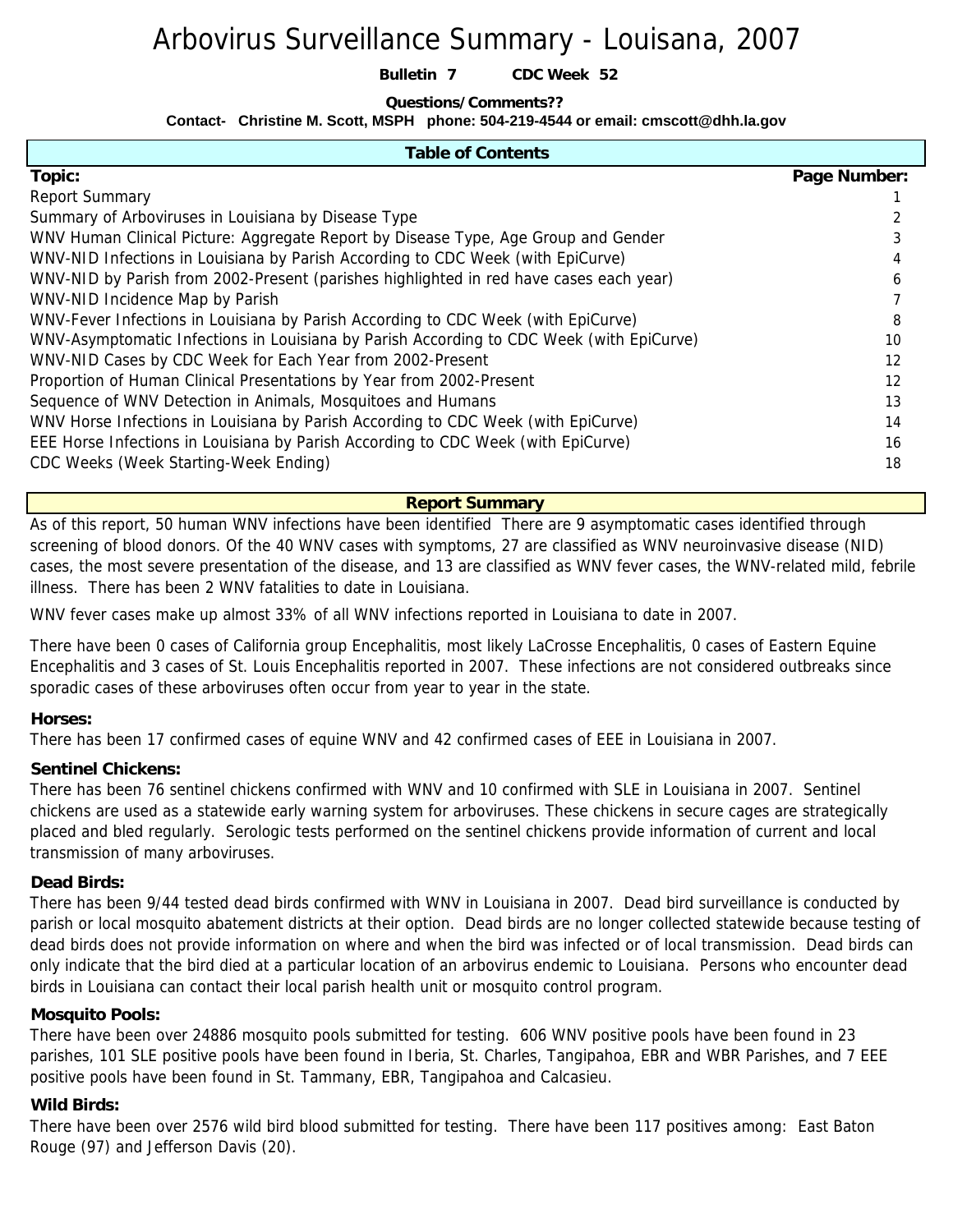# Arbovirus Surveillance Summary - Louisana, 2007

**Bulletin 7** **CDC Week 52**

**Questions/Comments??**

**Contact- Christine M. Scott, MSPH phone: 504-219-4544 or email: cmscott@dhh.la.gov**

## Table of Contents

| Topic: | Page Number: |
|---|---|
| Report Summary | 1 |
| Summary of Arboviruses in Louisiana by Disease Type | 2 |
| WNV Human Clinical Picture: Aggregate Report by Disease Type, Age Group and Gender | 3 |
| WNV-NID Infections in Louisiana by Parish According to CDC Week (with EpiCurve) | 4 |
| WNV-NID by Parish from 2002-Present (parishes highlighted in red have cases each year) | 6 |
| WNV-NID Incidence Map by Parish | 7 |
| WNV-Fever Infections in Louisiana by Parish According to CDC Week (with EpiCurve) | 8 |
| WNV-Asymptomatic Infections in Louisiana by Parish According to CDC Week (with EpiCurve) | 10 |
| WNV-NID Cases by CDC Week for Each Year from 2002-Present | 12 |
| Proportion of Human Clinical Presentations by Year from 2002-Present | 12 |
| Sequence of WNV Detection in Animals, Mosquitoes and Humans | 13 |
| WNV Horse Infections in Louisiana by Parish According to CDC Week (with EpiCurve) | 14 |
| EEE Horse Infections in Louisiana by Parish According to CDC Week (with EpiCurve) | 16 |
| CDC Weeks (Week Starting-Week Ending) | 18 |

## Report Summary

As of this report, 50 human WNV infections have been identified There are 9 asymptomatic cases identified through screening of blood donors. Of the 40 WNV cases with symptoms, 27 are classified as WNV neuroinvasive disease (NID) cases, the most severe presentation of the disease, and 13 are classified as WNV fever cases, the WNV-related mild, febrile illness. There has been 2 WNV fatalities to date in Louisiana.

WNV fever cases make up almost 33% of all WNV infections reported in Louisiana to date in 2007.

There have been 0 cases of California group Encephalitis, most likely LaCrosse Encephalitis, 0 cases of Eastern Equine Encephalitis and 3 cases of St. Louis Encephalitis reported in 2007. These infections are not considered outbreaks since sporadic cases of these arboviruses often occur from year to year in the state.

### Horses:

There has been 17 confirmed cases of equine WNV and 42 confirmed cases of EEE in Louisiana in 2007.

### Sentinel Chickens:

There has been 76 sentinel chickens confirmed with WNV and 10 confirmed with SLE in Louisiana in 2007. Sentinel chickens are used as a statewide early warning system for arboviruses. These chickens in secure cages are strategically placed and bled regularly. Serologic tests performed on the sentinel chickens provide information of current and local transmission of many arboviruses.

### Dead Birds:

There has been 9/44 tested dead birds confirmed with WNV in Louisiana in 2007. Dead bird surveillance is conducted by parish or local mosquito abatement districts at their option. Dead birds are no longer collected statewide because testing of dead birds does not provide information on where and when the bird was infected or of local transmission. Dead birds can only indicate that the bird died at a particular location of an arbovirus endemic to Louisiana. Persons who encounter dead birds in Louisiana can contact their local parish health unit or mosquito control program.

### Mosquito Pools:

There have been over 24886 mosquito pools submitted for testing. 606 WNV positive pools have been found in 23 parishes, 101 SLE positive pools have been found in Iberia, St. Charles, Tangipahoa, EBR and WBR Parishes, and 7 EEE positive pools have been found in St. Tammany, EBR, Tangipahoa and Calcasieu.

### Wild Birds:

There have been over 2576 wild bird blood submitted for testing. There have been 117 positives among: East Baton Rouge (97) and Jefferson Davis (20).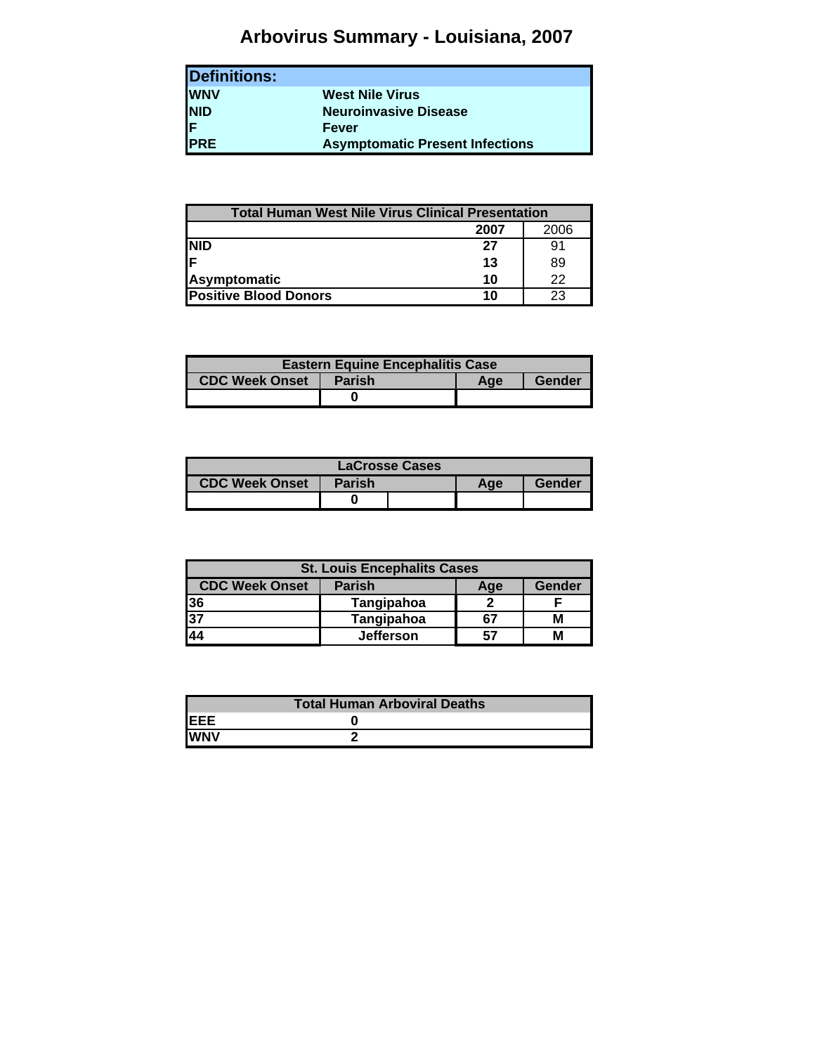# Arbovirus Summary - Louisiana, 2007

| Definitions: | |
|---|---|
| WNV | West Nile Virus |
| NID | Neuroinvasive Disease |
| F | Fever |
| PRE | Asymptomatic Present Infections |

| Total Human West Nile Virus Clinical Presentation | | |
|---|---|---|
| | 2007 | 2006 |
| NID | 27 | 91 |
| F | 13 | 89 |
| Asymptomatic | 10 | 22 |
| Positive Blood Donors | 10 | 23 |

| Eastern Equine Encephalitis Case | | | |
|---|---|---|---|
| CDC Week Onset | Parish | Age | Gender |
| | 0 | | |

| LaCrosse Cases | | | |
|---|---|---|---|
| CDC Week Onset | Parish | Age | Gender |
| | 0 | | |

| St. Louis Encephalits Cases | | | |
|---|---|---|---|
| CDC Week Onset | Parish | Age | Gender |
| 36 | Tangipahoa | 2 | F |
| 37 | Tangipahoa | 67 | M |
| 44 | Jefferson | 57 | M |

| Total Human Arboviral Deaths | |
|---|---|
| EEE | 0 |
| WNV | 2 |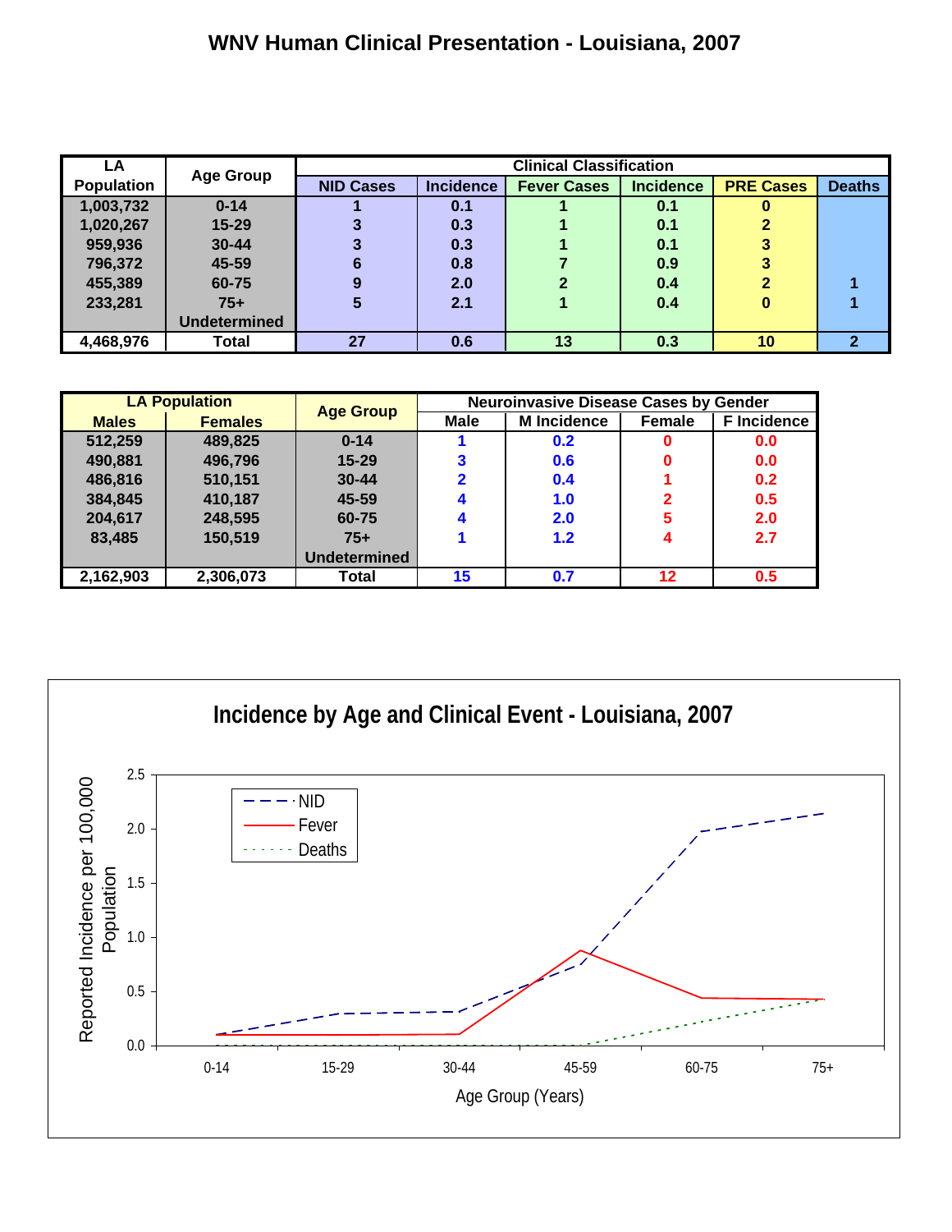# WNV Human Clinical Presentation - Louisiana, 2007

| LA Population | Age Group | Clinical Classification | | | | | |
|---|---|---|---|---|---|---|---|
| | | NID Cases | Incidence | Fever Cases | Incidence | PRE Cases | Deaths |
| 1,003,732 | 0-14 | 1 | 0.1 | 1 | 0.1 | 0 | |
| 1,020,267 | 15-29 | 3 | 0.3 | 1 | 0.1 | 2 | |
| 959,936 | 30-44 | 3 | 0.3 | 1 | 0.1 | 3 | |
| 796,372 | 45-59 | 6 | 0.8 | 7 | 0.9 | 3 | |
| 455,389 | 60-75 | 9 | 2.0 | 2 | 0.4 | 2 | 1 |
| 233,281 | 75+ | 5 | 2.1 | 1 | 0.4 | 0 | 1 |
| | Undetermined | | | | | | |
| 4,468,976 | Total | 27 | 0.6 | 13 | 0.3 | 10 | 2 |

| LA Population | | Age Group | Neuroinvasive Disease Cases by Gender | | | |
|---|---|---|---|---|---|---|
| Males | Females | | Male | M Incidence | Female | F Incidence |
| 512,259 | 489,825 | 0-14 | 1 | 0.2 | 0 | 0.0 |
| 490,881 | 496,796 | 15-29 | 3 | 0.6 | 0 | 0.0 |
| 486,816 | 510,151 | 30-44 | 2 | 0.4 | 1 | 0.2 |
| 384,845 | 410,187 | 45-59 | 4 | 1.0 | 2 | 0.5 |
| 204,617 | 248,595 | 60-75 | 4 | 2.0 | 5 | 2.0 |
| 83,485 | 150,519 | 75+ | 1 | 1.2 | 4 | 2.7 |
| | | Undetermined | | | | |
| 2,162,903 | 2,306,073 | Total | 15 | 0.7 | 12 | 0.5 |

## Incidence by Age and Clinical Event - Louisiana, 2007

| Age Group (Years) | NID | Fever | Deaths |
|---|---|---|---|
| 0-14 | 0.1 | 0.1 | 0.0 |
| 15-29 | 0.3 | 0.1 | 0.0 |
| 30-44 | 0.3 | 0.1 | 0.0 |
| 45-59 | 0.8 | 0.9 | 0.0 |
| 60-75 | 2.0 | 0.4 | 0.2 |
| 75+ | 2.1 | 0.4 | 0.4 |

Y-axis: Reported Incidence per 100,000 Population
X-axis: Age Group (Years)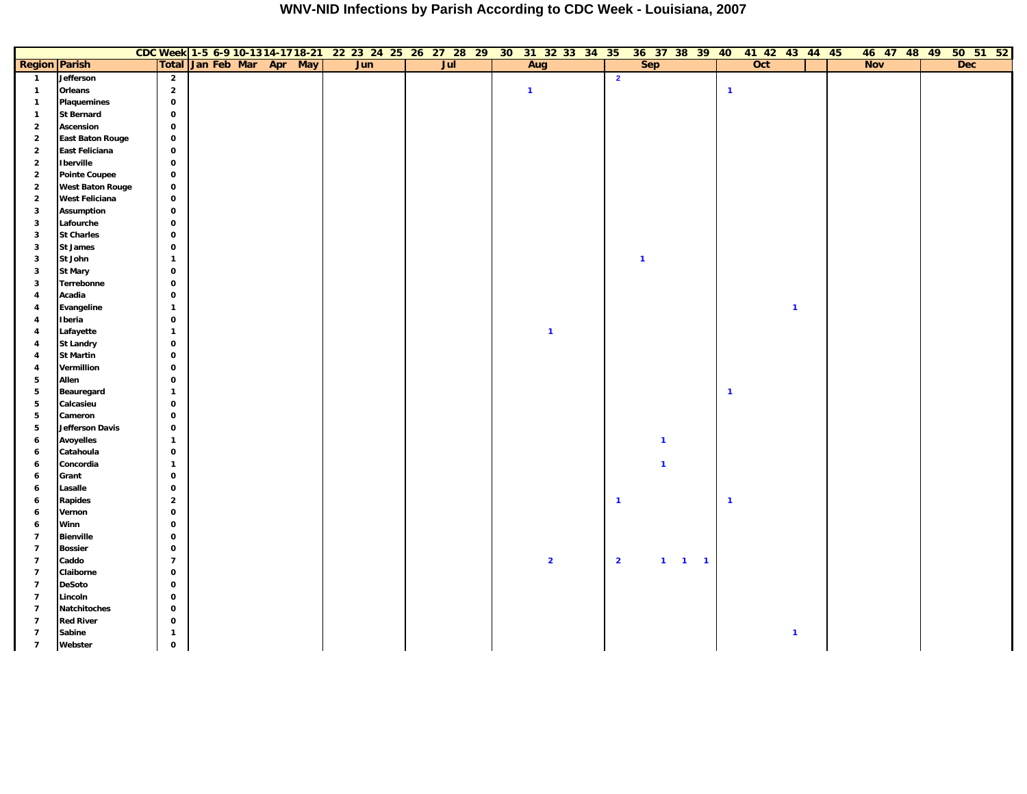# WNV-NID Infections by Parish According to CDC Week - Louisiana, 2007

| | | CDC Week | 1-5 | 6-9 | 10-13 | 14-17 | 18-21 | 22 | 23 | 24 | 25 | 26 | 27 | 28 | 29 | 30 | 31 | 32 | 33 | 34 | 35 | 36 | 37 | 38 | 39 | 40 | 41 | 42 | 43 | 44 | 45 | 46 | 47 | 48 | 49 | 50 | 51 | 52 |
|---|---|---|---|---|---|---|---|---|---|---|---|---|---|---|---|---|---|---|---|---|---|---|---|---|---|---|---|---|---|---|---|---|---|---|---|---|---|---|
| Region | Parish | Total | Jan | Feb | Mar | Apr | May | Jun | | | | Jul | | | | Aug | | | | | Sep | | | | | Oct | | | | | Nov | | | | Dec | | | |
| 1 | Jefferson | 2 | | | | | | | | | | | | | | | | | | | 2 | | | | | | | | | | | | | | | | | |
| 1 | Orleans | 2 | | | | | | | | | | | | | | | 1 | | | | | | | | | 1 | | | | | | | | | | | | |
| 1 | Plaquemines | 0 | | | | | | | | | | | | | | | | | | | | | | | | | | | | | | | | | | | | |
| 1 | St Bernard | 0 | | | | | | | | | | | | | | | | | | | | | | | | | | | | | | | | | | | | |
| 2 | Ascension | 0 | | | | | | | | | | | | | | | | | | | | | | | | | | | | | | | | | | | | |
| 2 | East Baton Rouge | 0 | | | | | | | | | | | | | | | | | | | | | | | | | | | | | | | | | | | | |
| 2 | East Feliciana | 0 | | | | | | | | | | | | | | | | | | | | | | | | | | | | | | | | | | | | |
| 2 | Iberville | 0 | | | | | | | | | | | | | | | | | | | | | | | | | | | | | | | | | | | | |
| 2 | Pointe Coupee | 0 | | | | | | | | | | | | | | | | | | | | | | | | | | | | | | | | | | | | |
| 2 | West Baton Rouge | 0 | | | | | | | | | | | | | | | | | | | | | | | | | | | | | | | | | | | | |
| 2 | West Feliciana | 0 | | | | | | | | | | | | | | | | | | | | | | | | | | | | | | | | | | | | |
| 3 | Assumption | 0 | | | | | | | | | | | | | | | | | | | | | | | | | | | | | | | | | | | | |
| 3 | Lafourche | 0 | | | | | | | | | | | | | | | | | | | | | | | | | | | | | | | | | | | | |
| 3 | St Charles | 0 | | | | | | | | | | | | | | | | | | | | | | | | | | | | | | | | | | | | |
| 3 | St James | 0 | | | | | | | | | | | | | | | | | | | | | | | | | | | | | | | | | | | | |
| 3 | St John | 1 | | | | | | | | | | | | | | | | | | | | 1 | | | | | | | | | | | | | | | | |
| 3 | St Mary | 0 | | | | | | | | | | | | | | | | | | | | | | | | | | | | | | | | | | | | |
| 3 | Terrebonne | 0 | | | | | | | | | | | | | | | | | | | | | | | | | | | | | | | | | | | | |
| 4 | Acadia | 0 | | | | | | | | | | | | | | | | | | | | | | | | | | | | | | | | | | | | |
| 4 | Evangeline | 1 | | | | | | | | | | | | | | | | | | | | | | | | | | | 1 | | | | | | | | | |
| 4 | Iberia | 0 | | | | | | | | | | | | | | | | | | | | | | | | | | | | | | | | | | | | |
| 4 | Lafayette | 1 | | | | | | | | | | | | | | | | 1 | | | | | | | | | | | | | | | | | | | | |
| 4 | St Landry | 0 | | | | | | | | | | | | | | | | | | | | | | | | | | | | | | | | | | | | |
| 4 | St Martin | 0 | | | | | | | | | | | | | | | | | | | | | | | | | | | | | | | | | | | | |
| 4 | Vermillion | 0 | | | | | | | | | | | | | | | | | | | | | | | | | | | | | | | | | | | | |
| 5 | Allen | 0 | | | | | | | | | | | | | | | | | | | | | | | | | | | | | | | | | | | | |
| 5 | Beauregard | 1 | | | | | | | | | | | | | | | | | | | | | | | | 1 | | | | | | | | | | | | |
| 5 | Calcasieu | 0 | | | | | | | | | | | | | | | | | | | | | | | | | | | | | | | | | | | | |
| 5 | Cameron | 0 | | | | | | | | | | | | | | | | | | | | | | | | | | | | | | | | | | | | |
| 5 | Jefferson Davis | 0 | | | | | | | | | | | | | | | | | | | | | | | | | | | | | | | | | | | | |
| 6 | Avoyelles | 1 | | | | | | | | | | | | | | | | | | | | | 1 | | | | | | | | | | | | | | | |
| 6 | Catahoula | 0 | | | | | | | | | | | | | | | | | | | | | | | | | | | | | | | | | | | | |
| 6 | Concordia | 1 | | | | | | | | | | | | | | | | | | | | | 1 | | | | | | | | | | | | | | | |
| 6 | Grant | 0 | | | | | | | | | | | | | | | | | | | | | | | | | | | | | | | | | | | | |
| 6 | Lasalle | 0 | | | | | | | | | | | | | | | | | | | | | | | | | | | | | | | | | | | | |
| 6 | Rapides | 2 | | | | | | | | | | | | | | | | | | | 1 | | | | | 1 | | | | | | | | | | | | |
| 6 | Vernon | 0 | | | | | | | | | | | | | | | | | | | | | | | | | | | | | | | | | | | | |
| 6 | Winn | 0 | | | | | | | | | | | | | | | | | | | | | | | | | | | | | | | | | | | | |
| 7 | Bienville | 0 | | | | | | | | | | | | | | | | | | | | | | | | | | | | | | | | | | | | |
| 7 | Bossier | 0 | | | | | | | | | | | | | | | | | | | | | | | | | | | | | | | | | | | | |
| 7 | Caddo | 7 | | | | | | | | | | | | | | | | 2 | | | 2 | | 1 | 1 | 1 | | | | | | | | | | | | | |
| 7 | Claiborne | 0 | | | | | | | | | | | | | | | | | | | | | | | | | | | | | | | | | | | | |
| 7 | DeSoto | 0 | | | | | | | | | | | | | | | | | | | | | | | | | | | | | | | | | | | | |
| 7 | Lincoln | 0 | | | | | | | | | | | | | | | | | | | | | | | | | | | | | | | | | | | | |
| 7 | Natchitoches | 0 | | | | | | | | | | | | | | | | | | | | | | | | | | | | | | | | | | | | |
| 7 | Red River | 0 | | | | | | | | | | | | | | | | | | | | | | | | | | | | | | | | | | | | |
| 7 | Sabine | 1 | | | | | | | | | | | | | | | | | | | | | | | | | | | 1 | | | | | | | | | |
| 7 | Webster | 0 | | | | | | | | | | | | | | | | | | | | | | | | | | | | | | | | | | | | |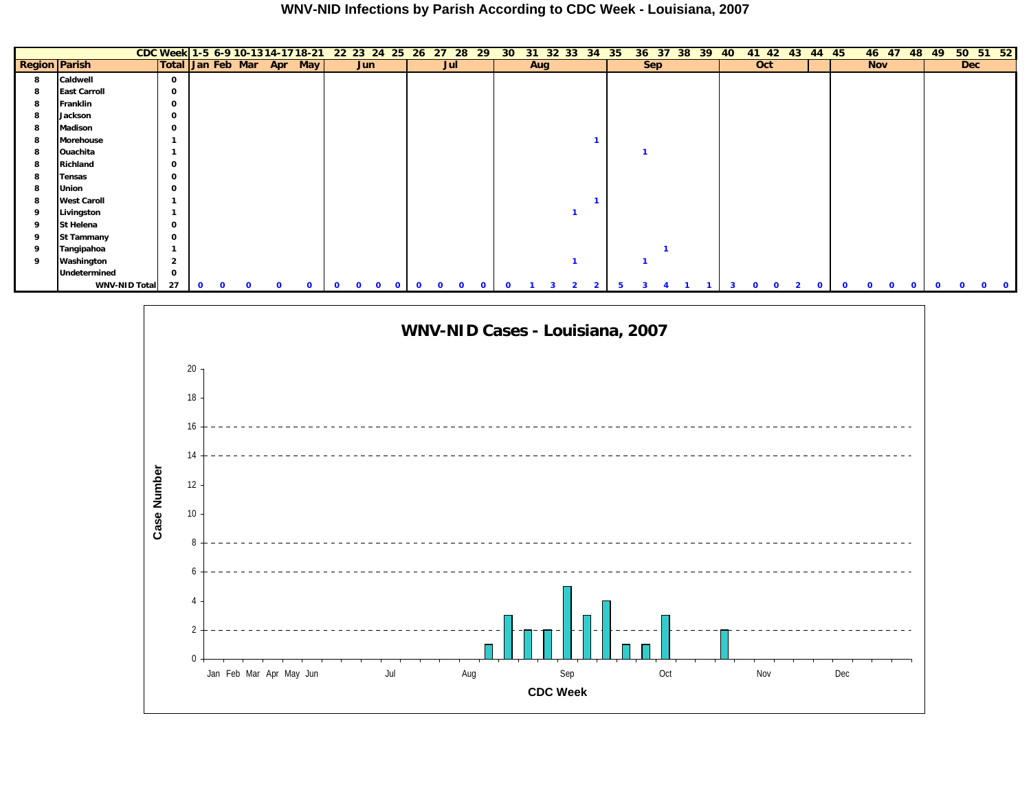# WNV-NID Infections by Parish According to CDC Week - Louisiana, 2007

| | | CDC Week | 1-5 | 6-9 | 10-13 | 14-17 | 18-21 | 22 | 23 | 24 | 25 | 26 | 27 | 28 | 29 | 30 | 31 | 32 | 33 | 34 | 35 | 36 | 37 | 38 | 39 | 40 | 41 | 42 | 43 | 44 | 45 | 46 | 47 | 48 | 49 | 50 | 51 | 52 |
|---|---|---|---|---|---|---|---|---|---|---|---|---|---|---|---|---|---|---|---|---|---|---|---|---|---|---|---|---|---|---|---|---|---|---|---|---|---|---|
| **Region** | **Parish** | **Total** | **Jan** | **Feb** | **Mar** | **Apr** | **May** | **Jun** | | | | **Jul** | | | | **Aug** | | | | | **Sep** | | | | | **Oct** | | | | | **Nov** | | | | **Dec** | | | |
| 8 | Caldwell | 0 | | | | | | | | | | | | | | | | | | | | | | | | | | | | | | | | | | | | |
| 8 | East Carroll | 0 | | | | | | | | | | | | | | | | | | | | | | | | | | | | | | | | | | | | |
| 8 | Franklin | 0 | | | | | | | | | | | | | | | | | | | | | | | | | | | | | | | | | | | | |
| 8 | Jackson | 0 | | | | | | | | | | | | | | | | | | | | | | | | | | | | | | | | | | | | |
| 8 | Madison | 0 | | | | | | | | | | | | | | | | | | | | | | | | | | | | | | | | | | | | |
| 8 | Morehouse | 1 | | | | | | | | | | | | | | | | | | 1 | | | | | | | | | | | | | | | | | | |
| 8 | Ouachita | 1 | | | | | | | | | | | | | | | | | | | | 1 | | | | | | | | | | | | | | | | |
| 8 | Richland | 0 | | | | | | | | | | | | | | | | | | | | | | | | | | | | | | | | | | | | |
| 8 | Tensas | 0 | | | | | | | | | | | | | | | | | | | | | | | | | | | | | | | | | | | | |
| 8 | Union | 0 | | | | | | | | | | | | | | | | | | | | | | | | | | | | | | | | | | | | |
| 8 | West Caroll | 1 | | | | | | | | | | | | | | | | | | 1 | | | | | | | | | | | | | | | | | | |
| 9 | Livingston | 1 | | | | | | | | | | | | | | | | | 1 | | | | | | | | | | | | | | | | | | | |
| 9 | St Helena | 0 | | | | | | | | | | | | | | | | | | | | | | | | | | | | | | | | | | | | |
| 9 | St Tammany | 0 | | | | | | | | | | | | | | | | | | | | | | | | | | | | | | | | | | | | |
| 9 | Tangipahoa | 1 | | | | | | | | | | | | | | | | | | | | | 1 | | | | | | | | | | | | | | | |
| 9 | Washington | 2 | | | | | | | | | | | | | | | | | 1 | | | 1 | | | | | | | | | | | | | | | | |
| | Undetermined | 0 | | | | | | | | | | | | | | | | | | | | | | | | | | | | | | | | | | | | |
| | **WNV-NID Total** | **27** | 0 | 0 | 0 | 0 | 0 | 0 | 0 | 0 | 0 | 0 | 0 | 0 | 0 | 0 | 1 | 3 | 2 | 2 | 5 | 3 | 4 | 1 | 1 | 3 | 0 | 0 | 2 | 0 | 0 | 0 | 0 | 0 | 0 | 0 | 0 | 0 |

**WNV-NID Cases - Louisiana, 2007**

Case Number

CDC Week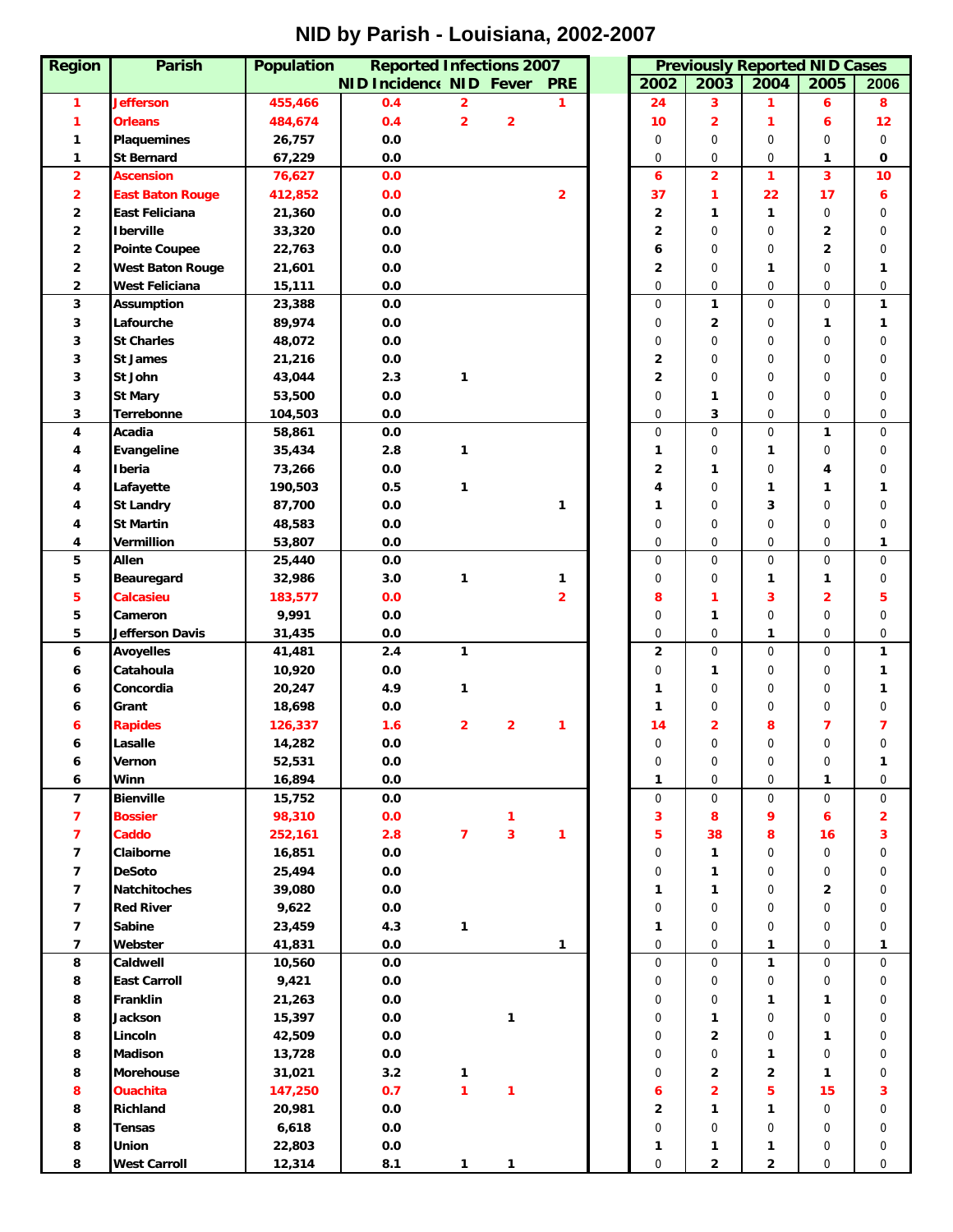# NID by Parish - Louisiana, 2002-2007

| Region | Parish | Population | Reported Infections 2007 | | | | Previously Reported NID Cases | | | | |
|---|---|---|---|---|---|---|---|---|---|---|---|
| | | | NID Incidence | NID | Fever | PRE | 2002 | 2003 | 2004 | 2005 | 2006 |
| 1 | Jefferson | 455,466 | 0.4 | 2 | | 1 | 24 | 3 | 1 | 6 | 8 |
| 1 | Orleans | 484,674 | 0.4 | 2 | 2 | | 10 | 2 | 1 | 6 | 12 |
| 1 | Plaquemines | 26,757 | 0.0 | | | | 0 | 0 | 0 | 0 | 0 |
| 1 | St Bernard | 67,229 | 0.0 | | | | 0 | 0 | 0 | 1 | 0 |
| 2 | Ascension | 76,627 | 0.0 | | | | 6 | 2 | 1 | 3 | 10 |
| 2 | East Baton Rouge | 412,852 | 0.0 | | | 2 | 37 | 1 | 22 | 17 | 6 |
| 2 | East Feliciana | 21,360 | 0.0 | | | | 2 | 1 | 1 | 0 | 0 |
| 2 | Iberville | 33,320 | 0.0 | | | | 2 | 0 | 0 | 2 | 0 |
| 2 | Pointe Coupee | 22,763 | 0.0 | | | | 6 | 0 | 0 | 2 | 0 |
| 2 | West Baton Rouge | 21,601 | 0.0 | | | | 2 | 0 | 1 | 0 | 1 |
| 2 | West Feliciana | 15,111 | 0.0 | | | | 0 | 0 | 0 | 0 | 0 |
| 3 | Assumption | 23,388 | 0.0 | | | | 0 | 1 | 0 | 0 | 1 |
| 3 | Lafourche | 89,974 | 0.0 | | | | 0 | 2 | 0 | 1 | 1 |
| 3 | St Charles | 48,072 | 0.0 | | | | 0 | 0 | 0 | 0 | 0 |
| 3 | St James | 21,216 | 0.0 | | | | 2 | 0 | 0 | 0 | 0 |
| 3 | St John | 43,044 | 2.3 | 1 | | | 2 | 0 | 0 | 0 | 0 |
| 3 | St Mary | 53,500 | 0.0 | | | | 0 | 1 | 0 | 0 | 0 |
| 3 | Terrebonne | 104,503 | 0.0 | | | | 0 | 3 | 0 | 0 | 0 |
| 4 | Acadia | 58,861 | 0.0 | | | | 0 | 0 | 0 | 1 | 0 |
| 4 | Evangeline | 35,434 | 2.8 | 1 | | | 1 | 0 | 1 | 0 | 0 |
| 4 | Iberia | 73,266 | 0.0 | | | | 2 | 1 | 0 | 4 | 0 |
| 4 | Lafayette | 190,503 | 0.5 | 1 | | | 4 | 0 | 1 | 1 | 1 |
| 4 | St Landry | 87,700 | 0.0 | | | 1 | 1 | 0 | 3 | 0 | 0 |
| 4 | St Martin | 48,583 | 0.0 | | | | 0 | 0 | 0 | 0 | 0 |
| 4 | Vermillion | 53,807 | 0.0 | | | | 0 | 0 | 0 | 0 | 1 |
| 5 | Allen | 25,440 | 0.0 | | | | 0 | 0 | 0 | 0 | 0 |
| 5 | Beauregard | 32,986 | 3.0 | 1 | | 1 | 0 | 0 | 1 | 1 | 0 |
| 5 | Calcasieu | 183,577 | 0.0 | | | 2 | 8 | 1 | 3 | 2 | 5 |
| 5 | Cameron | 9,991 | 0.0 | | | | 0 | 1 | 0 | 0 | 0 |
| 5 | Jefferson Davis | 31,435 | 0.0 | | | | 0 | 0 | 1 | 0 | 0 |
| 6 | Avoyelles | 41,481 | 2.4 | 1 | | | 2 | 0 | 0 | 0 | 1 |
| 6 | Catahoula | 10,920 | 0.0 | | | | 0 | 1 | 0 | 0 | 1 |
| 6 | Concordia | 20,247 | 4.9 | 1 | | | 1 | 0 | 0 | 0 | 1 |
| 6 | Grant | 18,698 | 0.0 | | | | 1 | 0 | 0 | 0 | 0 |
| 6 | Rapides | 126,337 | 1.6 | 2 | 2 | 1 | 14 | 2 | 8 | 7 | 7 |
| 6 | Lasalle | 14,282 | 0.0 | | | | 0 | 0 | 0 | 0 | 0 |
| 6 | Vernon | 52,531 | 0.0 | | | | 0 | 0 | 0 | 0 | 1 |
| 6 | Winn | 16,894 | 0.0 | | | | 1 | 0 | 0 | 1 | 0 |
| 7 | Bienville | 15,752 | 0.0 | | | | 0 | 0 | 0 | 0 | 0 |
| 7 | Bossier | 98,310 | 0.0 | | 1 | | 3 | 8 | 9 | 6 | 2 |
| 7 | Caddo | 252,161 | 2.8 | 7 | 3 | 1 | 5 | 38 | 8 | 16 | 3 |
| 7 | Claiborne | 16,851 | 0.0 | | | | 0 | 1 | 0 | 0 | 0 |
| 7 | DeSoto | 25,494 | 0.0 | | | | 0 | 1 | 0 | 0 | 0 |
| 7 | Natchitoches | 39,080 | 0.0 | | | | 1 | 1 | 0 | 2 | 0 |
| 7 | Red River | 9,622 | 0.0 | | | | 0 | 0 | 0 | 0 | 0 |
| 7 | Sabine | 23,459 | 4.3 | 1 | | | 1 | 0 | 0 | 0 | 0 |
| 7 | Webster | 41,831 | 0.0 | | | 1 | 0 | 0 | 1 | 0 | 1 |
| 8 | Caldwell | 10,560 | 0.0 | | | | 0 | 0 | 1 | 0 | 0 |
| 8 | East Carroll | 9,421 | 0.0 | | | | 0 | 0 | 0 | 0 | 0 |
| 8 | Franklin | 21,263 | 0.0 | | | | 0 | 0 | 1 | 1 | 0 |
| 8 | Jackson | 15,397 | 0.0 | | 1 | | 0 | 1 | 0 | 0 | 0 |
| 8 | Lincoln | 42,509 | 0.0 | | | | 0 | 2 | 0 | 1 | 0 |
| 8 | Madison | 13,728 | 0.0 | | | | 0 | 0 | 1 | 0 | 0 |
| 8 | Morehouse | 31,021 | 3.2 | 1 | | | 0 | 2 | 2 | 1 | 0 |
| 8 | Ouachita | 147,250 | 0.7 | 1 | 1 | | 6 | 2 | 5 | 15 | 3 |
| 8 | Richland | 20,981 | 0.0 | | | | 2 | 1 | 1 | 0 | 0 |
| 8 | Tensas | 6,618 | 0.0 | | | | 0 | 0 | 0 | 0 | 0 |
| 8 | Union | 22,803 | 0.0 | | | | 1 | 1 | 1 | 0 | 0 |
| 8 | West Carroll | 12,314 | 8.1 | 1 | 1 | | 0 | 2 | 2 | 0 | 0 |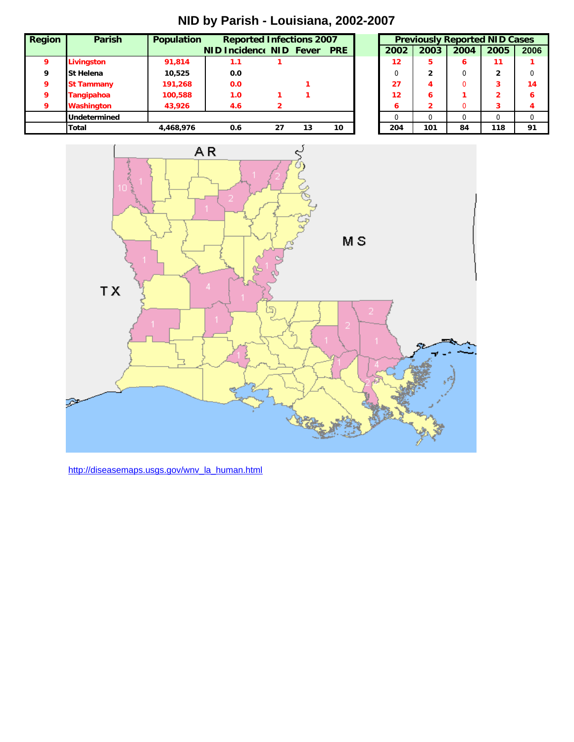# NID by Parish - Louisiana, 2002-2007

| Region | Parish | Population | Reported Infections 2007 | | | | Previously Reported NID Cases | | | | |
|---|---|---|---|---|---|---|---|---|---|---|---|
| | | | NID Incidence | NID | Fever | PRE | 2002 | 2003 | 2004 | 2005 | 2006 |
| 9 | Livingston | 91,814 | 1.1 | 1 | | | 12 | 5 | 6 | 11 | 1 |
| 9 | St Helena | 10,525 | 0.0 | | | | 0 | 2 | 0 | 2 | 0 |
| 9 | St Tammany | 191,268 | 0.0 | | 1 | | 27 | 4 | 0 | 3 | 14 |
| 9 | Tangipahoa | 100,588 | 1.0 | 1 | 1 | | 12 | 6 | 1 | 2 | 6 |
| 9 | Washington | 43,926 | 4.6 | 2 | | | 6 | 2 | 0 | 3 | 4 |
| | Undetermined | | | | | | 0 | 0 | 0 | 0 | 0 |
| | Total | 4,468,976 | 0.6 | 27 | 13 | 10 | 204 | 101 | 84 | 118 | 91 |

http://diseasemaps.usgs.gov/wnv_la_human.html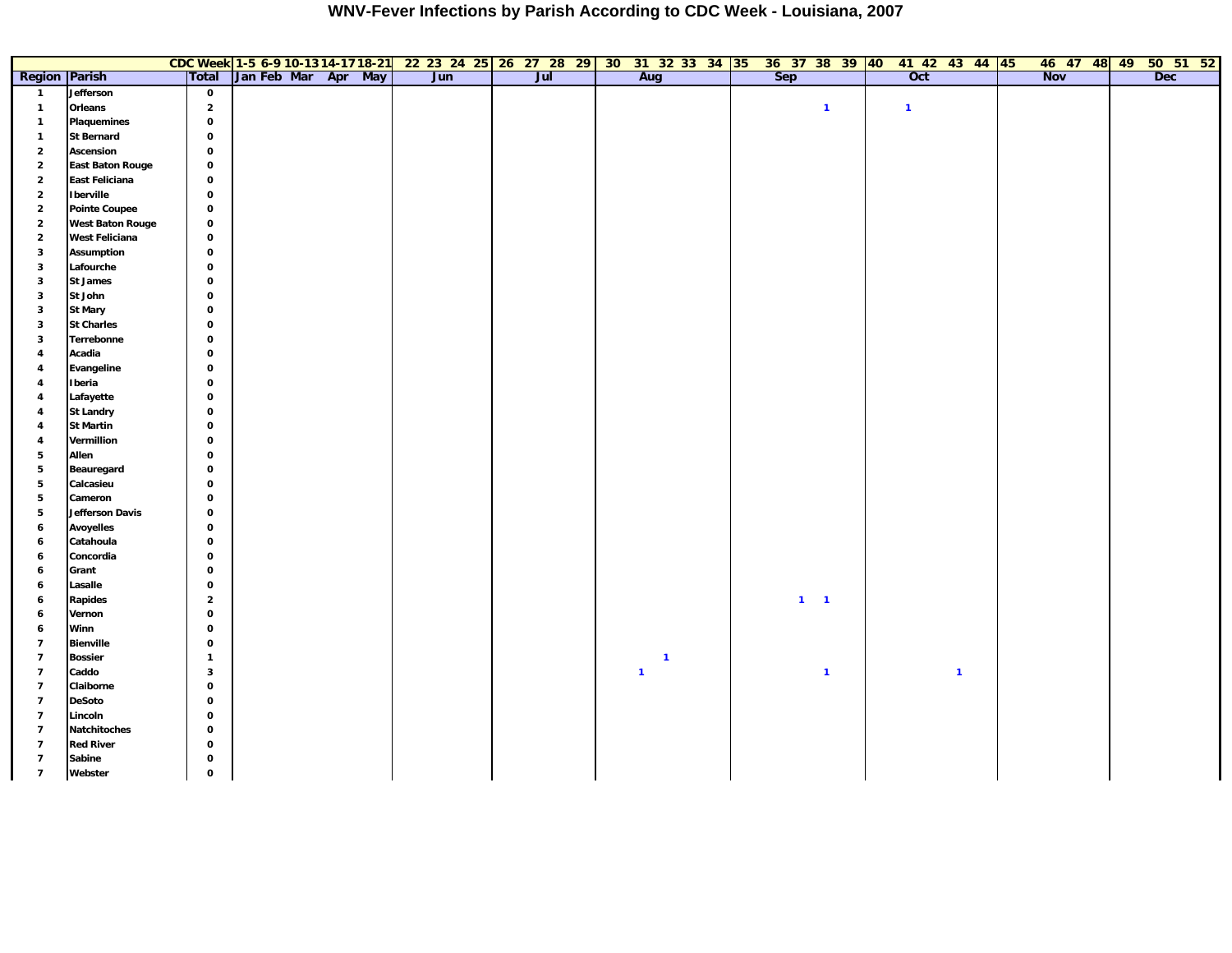# WNV-Fever Infections by Parish According to CDC Week - Louisiana, 2007

| | | CDC Week | 1-5 | 6-9 | 10-13 | 14-17 | 18-21 | 22 | 23 | 24 | 25 | 26 | 27 | 28 | 29 | 30 | 31 | 32 | 33 | 34 | 35 | 36 | 37 | 38 | 39 | 40 | 41 | 42 | 43 | 44 | 45 | 46 | 47 | 48 | 49 | 50 | 51 | 52 |
|---|---|---|---|---|---|---|---|---|---|---|---|---|---|---|---|---|---|---|---|---|---|---|---|---|---|---|---|---|---|---|---|---|---|---|---|---|---|---|
| Region | Parish | Total | Jan | Feb | Mar | Apr | May | Jun | | | | Jul | | | | Aug | | | | | Sep | | | | | Oct | | | | | Nov | | | | Dec | | | |
| 1 | Jefferson | 0 | | | | | | | | | | | | | | | | | | | | | | | | | | | | | | | | | | | | |
| 1 | Orleans | 2 | | | | | | | | | | | | | | | | | | | | | | 1 | | | 1 | | | | | | | | | | | |
| 1 | Plaquemines | 0 | | | | | | | | | | | | | | | | | | | | | | | | | | | | | | | | | | | | |
| 1 | St Bernard | 0 | | | | | | | | | | | | | | | | | | | | | | | | | | | | | | | | | | | | |
| 2 | Ascension | 0 | | | | | | | | | | | | | | | | | | | | | | | | | | | | | | | | | | | | |
| 2 | East Baton Rouge | 0 | | | | | | | | | | | | | | | | | | | | | | | | | | | | | | | | | | | | |
| 2 | East Feliciana | 0 | | | | | | | | | | | | | | | | | | | | | | | | | | | | | | | | | | | | |
| 2 | Iberville | 0 | | | | | | | | | | | | | | | | | | | | | | | | | | | | | | | | | | | | |
| 2 | Pointe Coupee | 0 | | | | | | | | | | | | | | | | | | | | | | | | | | | | | | | | | | | | |
| 2 | West Baton Rouge | 0 | | | | | | | | | | | | | | | | | | | | | | | | | | | | | | | | | | | | |
| 2 | West Feliciana | 0 | | | | | | | | | | | | | | | | | | | | | | | | | | | | | | | | | | | | |
| 3 | Assumption | 0 | | | | | | | | | | | | | | | | | | | | | | | | | | | | | | | | | | | | |
| 3 | Lafourche | 0 | | | | | | | | | | | | | | | | | | | | | | | | | | | | | | | | | | | | |
| 3 | St James | 0 | | | | | | | | | | | | | | | | | | | | | | | | | | | | | | | | | | | | |
| 3 | St John | 0 | | | | | | | | | | | | | | | | | | | | | | | | | | | | | | | | | | | | |
| 3 | St Mary | 0 | | | | | | | | | | | | | | | | | | | | | | | | | | | | | | | | | | | | |
| 3 | St Charles | 0 | | | | | | | | | | | | | | | | | | | | | | | | | | | | | | | | | | | | |
| 3 | Terrebonne | 0 | | | | | | | | | | | | | | | | | | | | | | | | | | | | | | | | | | | | |
| 4 | Acadia | 0 | | | | | | | | | | | | | | | | | | | | | | | | | | | | | | | | | | | | |
| 4 | Evangeline | 0 | | | | | | | | | | | | | | | | | | | | | | | | | | | | | | | | | | | | |
| 4 | Iberia | 0 | | | | | | | | | | | | | | | | | | | | | | | | | | | | | | | | | | | | |
| 4 | Lafayette | 0 | | | | | | | | | | | | | | | | | | | | | | | | | | | | | | | | | | | | |
| 4 | St Landry | 0 | | | | | | | | | | | | | | | | | | | | | | | | | | | | | | | | | | | | |
| 4 | St Martin | 0 | | | | | | | | | | | | | | | | | | | | | | | | | | | | | | | | | | | | |
| 4 | Vermillion | 0 | | | | | | | | | | | | | | | | | | | | | | | | | | | | | | | | | | | | |
| 5 | Allen | 0 | | | | | | | | | | | | | | | | | | | | | | | | | | | | | | | | | | | | |
| 5 | Beauregard | 0 | | | | | | | | | | | | | | | | | | | | | | | | | | | | | | | | | | | | |
| 5 | Calcasieu | 0 | | | | | | | | | | | | | | | | | | | | | | | | | | | | | | | | | | | | |
| 5 | Cameron | 0 | | | | | | | | | | | | | | | | | | | | | | | | | | | | | | | | | | | | |
| 5 | Jefferson Davis | 0 | | | | | | | | | | | | | | | | | | | | | | | | | | | | | | | | | | | | |
| 6 | Avoyelles | 0 | | | | | | | | | | | | | | | | | | | | | | | | | | | | | | | | | | | | |
| 6 | Catahoula | 0 | | | | | | | | | | | | | | | | | | | | | | | | | | | | | | | | | | | | |
| 6 | Concordia | 0 | | | | | | | | | | | | | | | | | | | | | | | | | | | | | | | | | | | | |
| 6 | Grant | 0 | | | | | | | | | | | | | | | | | | | | | | | | | | | | | | | | | | | | |
| 6 | Lasalle | 0 | | | | | | | | | | | | | | | | | | | | | | | | | | | | | | | | | | | | |
| 6 | Rapides | 2 | | | | | | | | | | | | | | | | | | | | | 1 | 1 | | | | | | | | | | | | | | |
| 6 | Vernon | 0 | | | | | | | | | | | | | | | | | | | | | | | | | | | | | | | | | | | | |
| 6 | Winn | 0 | | | | | | | | | | | | | | | | | | | | | | | | | | | | | | | | | | | | |
| 7 | Bienville | 0 | | | | | | | | | | | | | | | | | | | | | | | | | | | | | | | | | | | | |
| 7 | Bossier | 1 | | | | | | | | | | | | | | | | 1 | | | | | | | | | | | | | | | | | | | | |
| 7 | Caddo | 3 | | | | | | | | | | | | | | | 1 | | | | | | | 1 | | | | | 1 | | | | | | | | | |
| 7 | Claiborne | 0 | | | | | | | | | | | | | | | | | | | | | | | | | | | | | | | | | | | | |
| 7 | DeSoto | 0 | | | | | | | | | | | | | | | | | | | | | | | | | | | | | | | | | | | | |
| 7 | Lincoln | 0 | | | | | | | | | | | | | | | | | | | | | | | | | | | | | | | | | | | | |
| 7 | Natchitoches | 0 | | | | | | | | | | | | | | | | | | | | | | | | | | | | | | | | | | | | |
| 7 | Red River | 0 | | | | | | | | | | | | | | | | | | | | | | | | | | | | | | | | | | | | |
| 7 | Sabine | 0 | | | | | | | | | | | | | | | | | | | | | | | | | | | | | | | | | | | | |
| 7 | Webster | 0 | | | | | | | | | | | | | | | | | | | | | | | | | | | | | | | | | | | | |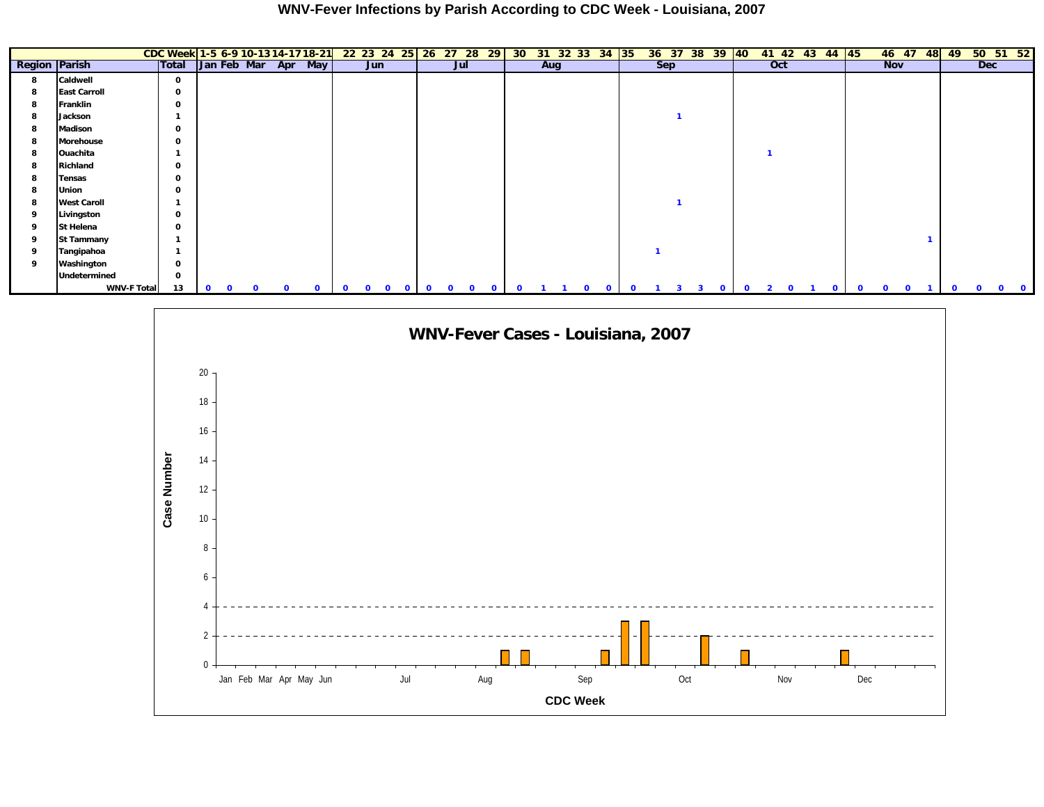# WNV-Fever Infections by Parish According to CDC Week - Louisiana, 2007

| | | CDC Week | 1-5 | 6-9 | 10-13 | 14-17 | 18-21 | 22 | 23 | 24 | 25 | 26 | 27 | 28 | 29 | 30 | 31 | 32 | 33 | 34 | 35 | 36 | 37 | 38 | 39 | 40 | 41 | 42 | 43 | 44 | 45 | 46 | 47 | 48 | 49 | 50 | 51 | 52 |
|---|---|---|---|---|---|---|---|---|---|---|---|---|---|---|---|---|---|---|---|---|---|---|---|---|---|---|---|---|---|---|---|---|---|---|---|---|---|---|
| **Region** | **Parish** | **Total** | Jan | Feb | Mar | Apr | May | Jun | | | | Jul | | | | Aug | | | | | Sep | | | | | Oct | | | | | Nov | | | | Dec | | | |
| 8 | Caldwell | 0 | | | | | | | | | | | | | | | | | | | | | | | | | | | | | | | | | | | | |
| 8 | East Carroll | 0 | | | | | | | | | | | | | | | | | | | | | | | | | | | | | | | | | | | | |
| 8 | Franklin | 0 | | | | | | | | | | | | | | | | | | | | | | | | | | | | | | | | | | | | |
| 8 | Jackson | 1 | | | | | | | | | | | | | | | | | | | | | 1 | | | | | | | | | | | | | | | |
| 8 | Madison | 0 | | | | | | | | | | | | | | | | | | | | | | | | | | | | | | | | | | | | |
| 8 | Morehouse | 0 | | | | | | | | | | | | | | | | | | | | | | | | | | | | | | | | | | | | |
| 8 | Ouachita | 1 | | | | | | | | | | | | | | | | | | | | | | | | | 1 | | | | | | | | | | | |
| 8 | Richland | 0 | | | | | | | | | | | | | | | | | | | | | | | | | | | | | | | | | | | | |
| 8 | Tensas | 0 | | | | | | | | | | | | | | | | | | | | | | | | | | | | | | | | | | | | |
| 8 | Union | 0 | | | | | | | | | | | | | | | | | | | | | | | | | | | | | | | | | | | | |
| 8 | West Caroll | 1 | | | | | | | | | | | | | | | | | | | | | 1 | | | | | | | | | | | | | | | |
| 9 | Livingston | 0 | | | | | | | | | | | | | | | | | | | | | | | | | | | | | | | | | | | | |
| 9 | St Helena | 0 | | | | | | | | | | | | | | | | | | | | | | | | | | | | | | | | | | | | |
| 9 | St Tammany | 1 | | | | | | | | | | | | | | | | | | | | | | | | | | | | | | | | 1 | | | | |
| 9 | Tangipahoa | 1 | | | | | | | | | | | | | | | | | | | | 1 | | | | | | | | | | | | | | | | |
| 9 | Washington | 0 | | | | | | | | | | | | | | | | | | | | | | | | | | | | | | | | | | | | |
| | Undetermined | 0 | | | | | | | | | | | | | | | | | | | | | | | | | | | | | | | | | | | | |
| | **WNV-F Total** | 13 | 0 | 0 | 0 | 0 | 0 | 0 | 0 | 0 | 0 | 0 | 0 | 0 | 0 | 0 | 1 | 1 | 0 | 0 | 0 | 1 | 3 | 3 | 0 | 0 | 2 | 0 | 1 | 0 | 0 | 0 | 0 | 1 | 0 | 0 | 0 | 0 |

## WNV-Fever Cases - Louisiana, 2007

Case Number

CDC Week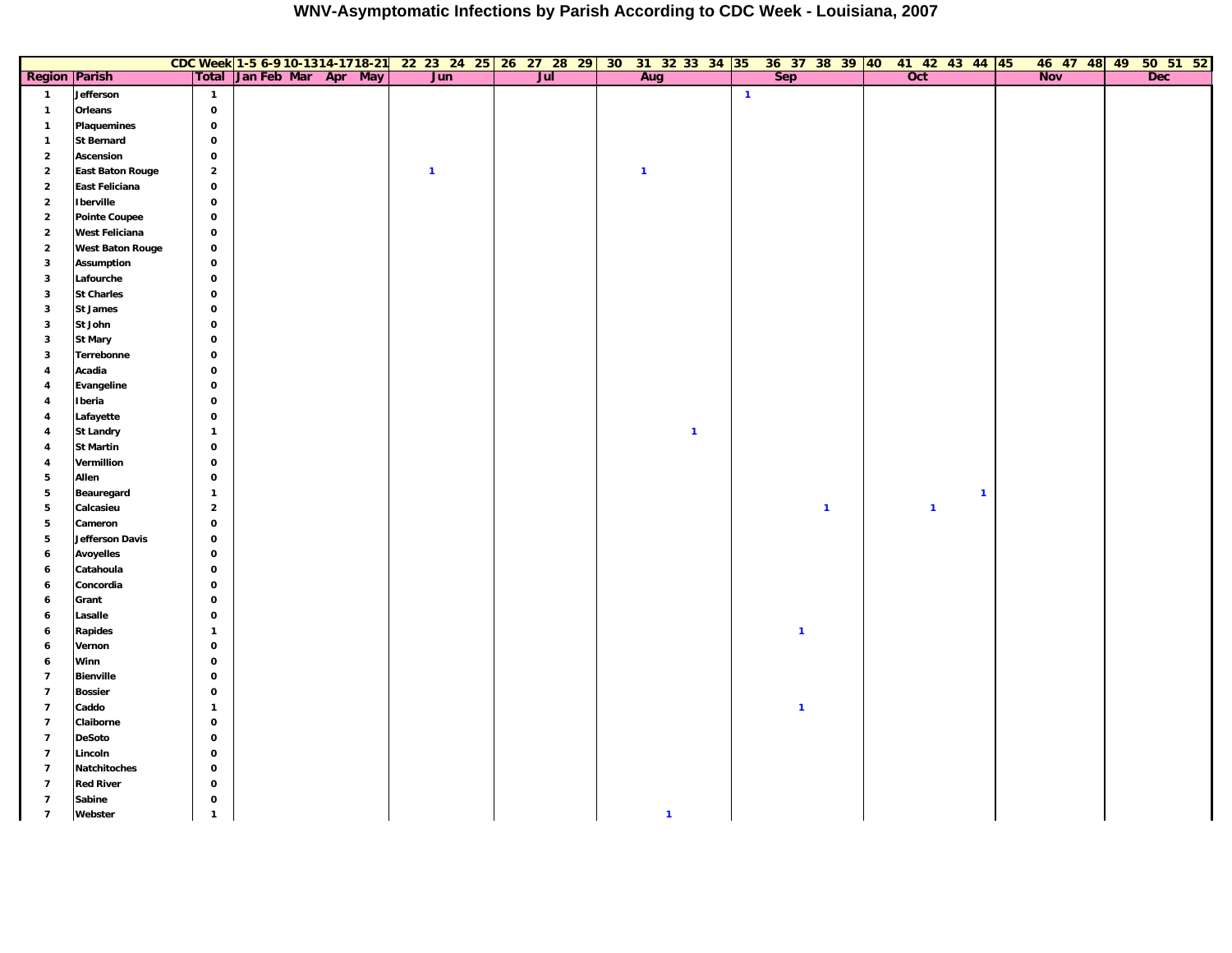# WNV-Asymptomatic Infections by Parish According to CDC Week - Louisiana, 2007

| | | CDC Week | 1-5 | 6-9 | 10-13 | 14-17 | 18-21 | 22 | 23 | 24 | 25 | 26 | 27 | 28 | 29 | 30 | 31 | 32 | 33 | 34 | 35 | 36 | 37 | 38 | 39 | 40 | 41 | 42 | 43 | 44 | 45 | 46 | 47 | 48 | 49 | 50 | 51 | 52 |
|---|---|---|---|---|---|---|---|---|---|---|---|---|---|---|---|---|---|---|---|---|---|---|---|---|---|---|---|---|---|---|---|---|---|---|---|---|---|---|
| **Region** | **Parish** | **Total** | Jan | Feb | Mar | Apr | May | Jun | | | | Jul | | | | Aug | | | | | Sep | | | | | Oct | | | | | Nov | | | | Dec | | | |
| 1 | Jefferson | 1 | | | | | | | | | | | | | | | | | | | 1 | | | | | | | | | | | | | | | | | |
| 1 | Orleans | 0 | | | | | | | | | | | | | | | | | | | | | | | | | | | | | | | | | | | | |
| 1 | Plaquemines | 0 | | | | | | | | | | | | | | | | | | | | | | | | | | | | | | | | | | | | |
| 1 | St Bernard | 0 | | | | | | | | | | | | | | | | | | | | | | | | | | | | | | | | | | | | |
| 2 | Ascension | 0 | | | | | | | | | | | | | | | | | | | | | | | | | | | | | | | | | | | | |
| 2 | East Baton Rouge | 2 | | | | | | | 1 | | | | | | | | 1 | | | | | | | | | | | | | | | | | | | | | |
| 2 | East Feliciana | 0 | | | | | | | | | | | | | | | | | | | | | | | | | | | | | | | | | | | | |
| 2 | Iberville | 0 | | | | | | | | | | | | | | | | | | | | | | | | | | | | | | | | | | | | |
| 2 | Pointe Coupee | 0 | | | | | | | | | | | | | | | | | | | | | | | | | | | | | | | | | | | | |
| 2 | West Feliciana | 0 | | | | | | | | | | | | | | | | | | | | | | | | | | | | | | | | | | | | |
| 2 | West Baton Rouge | 0 | | | | | | | | | | | | | | | | | | | | | | | | | | | | | | | | | | | | |
| 3 | Assumption | 0 | | | | | | | | | | | | | | | | | | | | | | | | | | | | | | | | | | | | |
| 3 | Lafourche | 0 | | | | | | | | | | | | | | | | | | | | | | | | | | | | | | | | | | | | |
| 3 | St Charles | 0 | | | | | | | | | | | | | | | | | | | | | | | | | | | | | | | | | | | | |
| 3 | St James | 0 | | | | | | | | | | | | | | | | | | | | | | | | | | | | | | | | | | | | |
| 3 | St John | 0 | | | | | | | | | | | | | | | | | | | | | | | | | | | | | | | | | | | | |
| 3 | St Mary | 0 | | | | | | | | | | | | | | | | | | | | | | | | | | | | | | | | | | | | |
| 3 | Terrebonne | 0 | | | | | | | | | | | | | | | | | | | | | | | | | | | | | | | | | | | | |
| 4 | Acadia | 0 | | | | | | | | | | | | | | | | | | | | | | | | | | | | | | | | | | | | |
| 4 | Evangeline | 0 | | | | | | | | | | | | | | | | | | | | | | | | | | | | | | | | | | | | |
| 4 | Iberia | 0 | | | | | | | | | | | | | | | | | | | | | | | | | | | | | | | | | | | | |
| 4 | Lafayette | 0 | | | | | | | | | | | | | | | | | | | | | | | | | | | | | | | | | | | | |
| 4 | St Landry | 1 | | | | | | | | | | | | | | | | | 1 | | | | | | | | | | | | | | | | | | | |
| 4 | St Martin | 0 | | | | | | | | | | | | | | | | | | | | | | | | | | | | | | | | | | | | |
| 4 | Vermillion | 0 | | | | | | | | | | | | | | | | | | | | | | | | | | | | | | | | | | | | |
| 5 | Allen | 0 | | | | | | | | | | | | | | | | | | | | | | | | | | | | | | | | | | | | |
| 5 | Beauregard | 1 | | | | | | | | | | | | | | | | | | | | | | | | | | | | 1 | | | | | | | | |
| 5 | Calcasieu | 2 | | | | | | | | | | | | | | | | | | | | | | 1 | | | | 1 | | | | | | | | | | |
| 5 | Cameron | 0 | | | | | | | | | | | | | | | | | | | | | | | | | | | | | | | | | | | | |
| 5 | Jefferson Davis | 0 | | | | | | | | | | | | | | | | | | | | | | | | | | | | | | | | | | | | |
| 6 | Avoyelles | 0 | | | | | | | | | | | | | | | | | | | | | | | | | | | | | | | | | | | | |
| 6 | Catahoula | 0 | | | | | | | | | | | | | | | | | | | | | | | | | | | | | | | | | | | | |
| 6 | Concordia | 0 | | | | | | | | | | | | | | | | | | | | | | | | | | | | | | | | | | | | |
| 6 | Grant | 0 | | | | | | | | | | | | | | | | | | | | | | | | | | | | | | | | | | | | |
| 6 | Lasalle | 0 | | | | | | | | | | | | | | | | | | | | | | | | | | | | | | | | | | | | |
| 6 | Rapides | 1 | | | | | | | | | | | | | | | | | | | | | 1 | | | | | | | | | | | | | | | |
| 6 | Vernon | 0 | | | | | | | | | | | | | | | | | | | | | | | | | | | | | | | | | | | | |
| 6 | Winn | 0 | | | | | | | | | | | | | | | | | | | | | | | | | | | | | | | | | | | | |
| 7 | Bienville | 0 | | | | | | | | | | | | | | | | | | | | | | | | | | | | | | | | | | | | |
| 7 | Bossier | 0 | | | | | | | | | | | | | | | | | | | | | | | | | | | | | | | | | | | | |
| 7 | Caddo | 1 | | | | | | | | | | | | | | | | | | | | | 1 | | | | | | | | | | | | | | | |
| 7 | Claiborne | 0 | | | | | | | | | | | | | | | | | | | | | | | | | | | | | | | | | | | | |
| 7 | DeSoto | 0 | | | | | | | | | | | | | | | | | | | | | | | | | | | | | | | | | | | | |
| 7 | Lincoln | 0 | | | | | | | | | | | | | | | | | | | | | | | | | | | | | | | | | | | | |
| 7 | Natchitoches | 0 | | | | | | | | | | | | | | | | | | | | | | | | | | | | | | | | | | | | |
| 7 | Red River | 0 | | | | | | | | | | | | | | | | | | | | | | | | | | | | | | | | | | | | |
| 7 | Sabine | 0 | | | | | | | | | | | | | | | | | | | | | | | | | | | | | | | | | | | | |
| 7 | Webster | 1 | | | | | | | | | | | | | | | | 1 | | | | | | | | | | | | | | | | | | | | |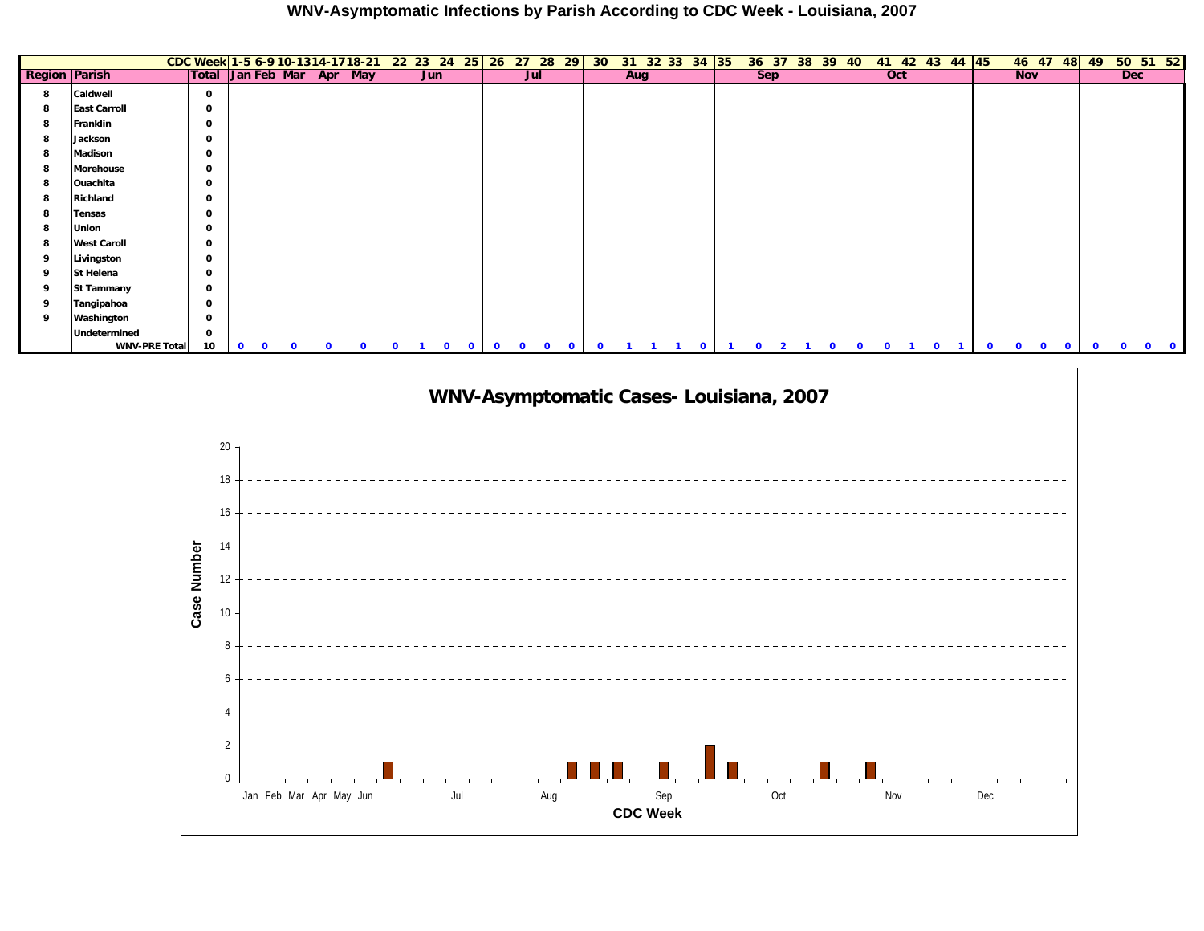# WNV-Asymptomatic Infections by Parish According to CDC Week - Louisiana, 2007

| | | CDC Week | 1-5 | 6-9 | 10-13 | 14-17 | 18-21 | 22 | 23 | 24 | 25 | 26 | 27 | 28 | 29 | 30 | 31 | 32 | 33 | 34 | 35 | 36 | 37 | 38 | 39 | 40 | 41 | 42 | 43 | 44 | 45 | 46 | 47 | 48 | 49 | 50 | 51 | 52 |
|---|---|---|---|---|---|---|---|---|---|---|---|---|---|---|---|---|---|---|---|---|---|---|---|---|---|---|---|---|---|---|---|---|---|---|---|---|---|---|
| **Region** | **Parish** | **Total** | Jan | Feb | Mar | Apr | May | Jun | | | | Jul | | | | Aug | | | | | Sep | | | | | Oct | | | | | Nov | | | | Dec | | | |
| 8 | Caldwell | 0 | | | | | | | | | | | | | | | | | | | | | | | | | | | | | | | | | | | | |
| 8 | East Carroll | 0 | | | | | | | | | | | | | | | | | | | | | | | | | | | | | | | | | | | | |
| 8 | Franklin | 0 | | | | | | | | | | | | | | | | | | | | | | | | | | | | | | | | | | | | |
| 8 | Jackson | 0 | | | | | | | | | | | | | | | | | | | | | | | | | | | | | | | | | | | | |
| 8 | Madison | 0 | | | | | | | | | | | | | | | | | | | | | | | | | | | | | | | | | | | | |
| 8 | Morehouse | 0 | | | | | | | | | | | | | | | | | | | | | | | | | | | | | | | | | | | | |
| 8 | Ouachita | 0 | | | | | | | | | | | | | | | | | | | | | | | | | | | | | | | | | | | | |
| 8 | Richland | 0 | | | | | | | | | | | | | | | | | | | | | | | | | | | | | | | | | | | | |
| 8 | Tensas | 0 | | | | | | | | | | | | | | | | | | | | | | | | | | | | | | | | | | | | |
| 8 | Union | 0 | | | | | | | | | | | | | | | | | | | | | | | | | | | | | | | | | | | | |
| 8 | West Caroll | 0 | | | | | | | | | | | | | | | | | | | | | | | | | | | | | | | | | | | | |
| 9 | Livingston | 0 | | | | | | | | | | | | | | | | | | | | | | | | | | | | | | | | | | | | |
| 9 | St Helena | 0 | | | | | | | | | | | | | | | | | | | | | | | | | | | | | | | | | | | | |
| 9 | St Tammany | 0 | | | | | | | | | | | | | | | | | | | | | | | | | | | | | | | | | | | | |
| 9 | Tangipahoa | 0 | | | | | | | | | | | | | | | | | | | | | | | | | | | | | | | | | | | | |
| 9 | Washington | 0 | | | | | | | | | | | | | | | | | | | | | | | | | | | | | | | | | | | | |
| | Undetermined | 0 | | | | | | | | | | | | | | | | | | | | | | | | | | | | | | | | | | | | |
| | **WNV-PRE Total** | **10** | 0 | 0 | 0 | 0 | 0 | 0 | 1 | 0 | 0 | 0 | 0 | 0 | 0 | 0 | 1 | 1 | 1 | 0 | 1 | 0 | 2 | 1 | 0 | 0 | 0 | 1 | 0 | 1 | 0 | 0 | 0 | 0 | 0 | 0 | 0 | 0 |

## WNV-Asymptomatic Cases- Louisiana, 2007

Case Number (0–20) by CDC Week (Jan, Feb, Mar, Apr, May, Jun, Jul, Aug, Sep, Oct, Nov, Dec)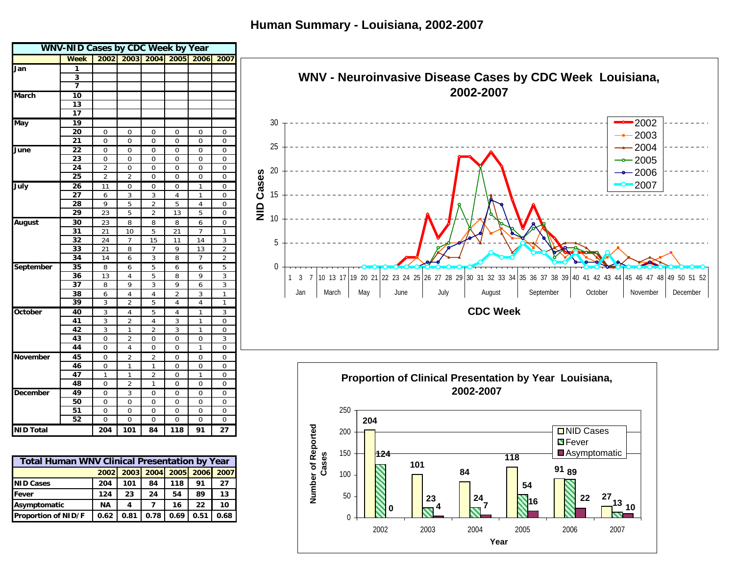# Human Summary - Louisiana, 2002-2007

| WNV-NID Cases by CDC Week by Year | | | | | | | |
|---|---|---|---|---|---|---|---|
| | Week | 2002 | 2003 | 2004 | 2005 | 2006 | 2007 |
| Jan | 1 | | | | | | |
| | 3 | | | | | | |
| | 7 | | | | | | |
| March | 10 | | | | | | |
| | 13 | | | | | | |
| | 17 | | | | | | |
| May | 19 | | | | | | |
| | 20 | 0 | 0 | 0 | 0 | 0 | 0 |
| | 21 | 0 | 0 | 0 | 0 | 0 | 0 |
| June | 22 | 0 | 0 | 0 | 0 | 0 | 0 |
| | 23 | 0 | 0 | 0 | 0 | 0 | 0 |
| | 24 | 2 | 0 | 0 | 0 | 0 | 0 |
| | 25 | 2 | 2 | 0 | 0 | 0 | 0 |
| July | 26 | 11 | 0 | 0 | 0 | 1 | 0 |
| | 27 | 6 | 3 | 3 | 4 | 1 | 0 |
| | 28 | 9 | 5 | 2 | 5 | 4 | 0 |
| | 29 | 23 | 5 | 2 | 13 | 5 | 0 |
| August | 30 | 23 | 8 | 8 | 8 | 6 | 0 |
| | 31 | 21 | 10 | 5 | 21 | 7 | 1 |
| | 32 | 24 | 7 | 15 | 11 | 14 | 3 |
| | 33 | 21 | 8 | 7 | 9 | 13 | 2 |
| | 34 | 14 | 6 | 3 | 8 | 7 | 2 |
| September | 35 | 8 | 6 | 5 | 6 | 6 | 5 |
| | 36 | 13 | 4 | 5 | 8 | 9 | 3 |
| | 37 | 8 | 9 | 3 | 9 | 6 | 3 |
| | 38 | 6 | 4 | 4 | 2 | 3 | 1 |
| | 39 | 3 | 2 | 5 | 4 | 4 | 1 |
| October | 40 | 3 | 4 | 5 | 4 | 1 | 3 |
| | 41 | 3 | 2 | 4 | 3 | 1 | 0 |
| | 42 | 3 | 1 | 2 | 3 | 1 | 0 |
| | 43 | 0 | 2 | 0 | 0 | 0 | 3 |
| | 44 | 0 | 4 | 0 | 0 | 1 | 0 |
| November | 45 | 0 | 2 | 2 | 0 | 0 | 0 |
| | 46 | 0 | 1 | 1 | 0 | 0 | 0 |
| | 47 | 1 | 1 | 2 | 0 | 1 | 0 |
| | 48 | 0 | 2 | 1 | 0 | 0 | 0 |
| December | 49 | 0 | 3 | 0 | 0 | 0 | 0 |
| | 50 | 0 | 0 | 0 | 0 | 0 | 0 |
| | 51 | 0 | 0 | 0 | 0 | 0 | 0 |
| | 52 | 0 | 0 | 0 | 0 | 0 | 0 |
| NID Total | | 204 | 101 | 84 | 118 | 91 | 27 |

| Total Human WNV Clinical Presentation by Year | | | | | | |
|---|---|---|---|---|---|---|
| | 2002 | 2003 | 2004 | 2005 | 2006 | 2007 |
| NID Cases | 204 | 101 | 84 | 118 | 91 | 27 |
| Fever | 124 | 23 | 24 | 54 | 89 | 13 |
| Asymptomatic | NA | 4 | 7 | 16 | 22 | 10 |
| Proportion of NID/F | 0.62 | 0.81 | 0.78 | 0.69 | 0.51 | 0.68 |

## WNV - Neuroinvasive Disease Cases by CDC Week Louisiana, 2002-2007

## Proportion of Clinical Presentation by Year Louisiana, 2002-2007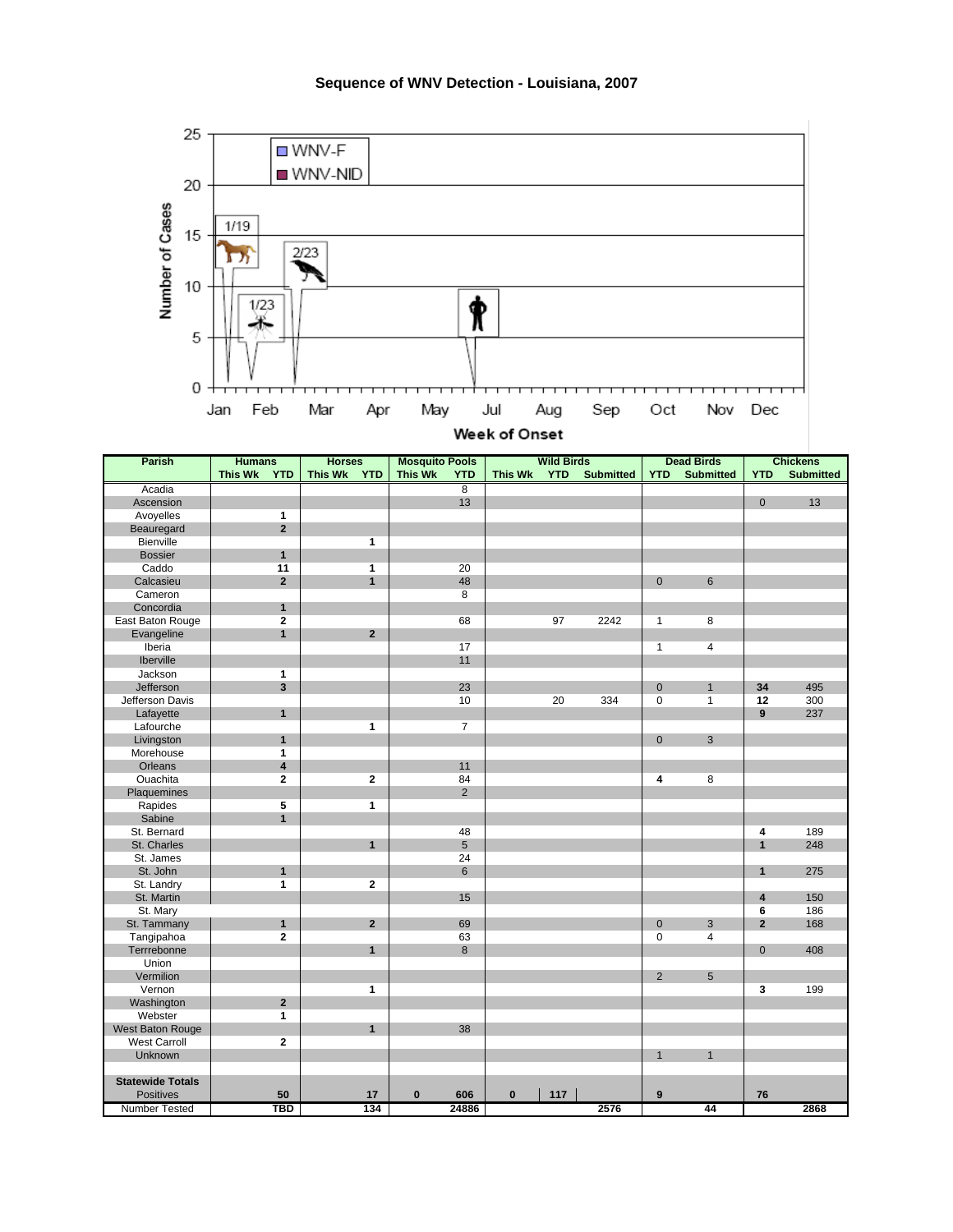# Sequence of WNV Detection - Louisiana, 2007

| Parish | Humans | | Horses | | Mosquito Pools | | Wild Birds | | | Dead Birds | | Chickens | |
|---|---|---|---|---|---|---|---|---|---|---|---|---|---|
| | This Wk | YTD | This Wk | YTD | This Wk | YTD | This Wk | YTD | Submitted | YTD | Submitted | YTD | Submitted |
| Acadia | | | | | | 8 | | | | | | | |
| Ascension | | | | | | 13 | | | | | | 0 | 13 |
| Avoyelles | | 1 | | | | | | | | | | | |
| Beauregard | | 2 | | | | | | | | | | | |
| Bienville | | | | 1 | | | | | | | | | |
| Bossier | | 1 | | | | | | | | | | | |
| Caddo | | 11 | | 1 | | 20 | | | | | | | |
| Calcasieu | | 2 | | 1 | | 48 | | | | 0 | 6 | | |
| Cameron | | | | | | 8 | | | | | | | |
| Concordia | | 1 | | | | | | | | | | | |
| East Baton Rouge | | 2 | | | | 68 | | 97 | 2242 | 1 | 8 | | |
| Evangeline | | 1 | | 2 | | | | | | | | | |
| Iberia | | | | | | 17 | | | | 1 | 4 | | |
| Iberville | | | | | | 11 | | | | | | | |
| Jackson | | 1 | | | | | | | | | | | |
| Jefferson | | 3 | | | | 23 | | | | 0 | 1 | 34 | 495 |
| Jefferson Davis | | | | | | 10 | | 20 | 334 | 0 | 1 | 12 | 300 |
| Lafayette | | 1 | | | | | | | | | | 9 | 237 |
| Lafourche | | | | 1 | | 7 | | | | | | | |
| Livingston | | 1 | | | | | | | | 0 | 3 | | |
| Morehouse | | 1 | | | | | | | | | | | |
| Orleans | | 4 | | | | 11 | | | | | | | |
| Ouachita | | 2 | | 2 | | 84 | | | | 4 | 8 | | |
| Plaquemines | | | | | | 2 | | | | | | | |
| Rapides | | 5 | | 1 | | | | | | | | | |
| Sabine | | 1 | | | | | | | | | | | |
| St. Bernard | | | | | | 48 | | | | | | 4 | 189 |
| St. Charles | | | | 1 | | 5 | | | | | | 1 | 248 |
| St. James | | | | | | 24 | | | | | | | |
| St. John | | 1 | | | | 6 | | | | | | 1 | 275 |
| St. Landry | | 1 | | 2 | | | | | | | | | |
| St. Martin | | | | | | 15 | | | | | | 4 | 150 |
| St. Mary | | | | | | | | | | | | 6 | 186 |
| St. Tammany | | 1 | | 2 | | 69 | | | | 0 | 3 | 2 | 168 |
| Tangipahoa | | 2 | | | | 63 | | | | 0 | 4 | | |
| Terrrebonne | | | | 1 | | 8 | | | | | | 0 | 408 |
| Union | | | | | | | | | | | | | |
| Vermilion | | | | | | | | | | 2 | 5 | | |
| Vernon | | | | 1 | | | | | | | | 3 | 199 |
| Washington | | 2 | | | | | | | | | | | |
| Webster | | 1 | | | | | | | | | | | |
| West Baton Rouge | | | | 1 | | 38 | | | | | | | |
| West Carroll | | 2 | | | | | | | | | | | |
| Unknown | | | | | | | | | | 1 | 1 | | |
| **Statewide Totals** | | | | | | | | | | | | | |
| Positives | | 50 | | 17 | 0 | 606 | 0 | 117 | | 9 | | 76 | |
| Number Tested | | TBD | | 134 | | 24886 | | | 2576 | | 44 | | 2868 |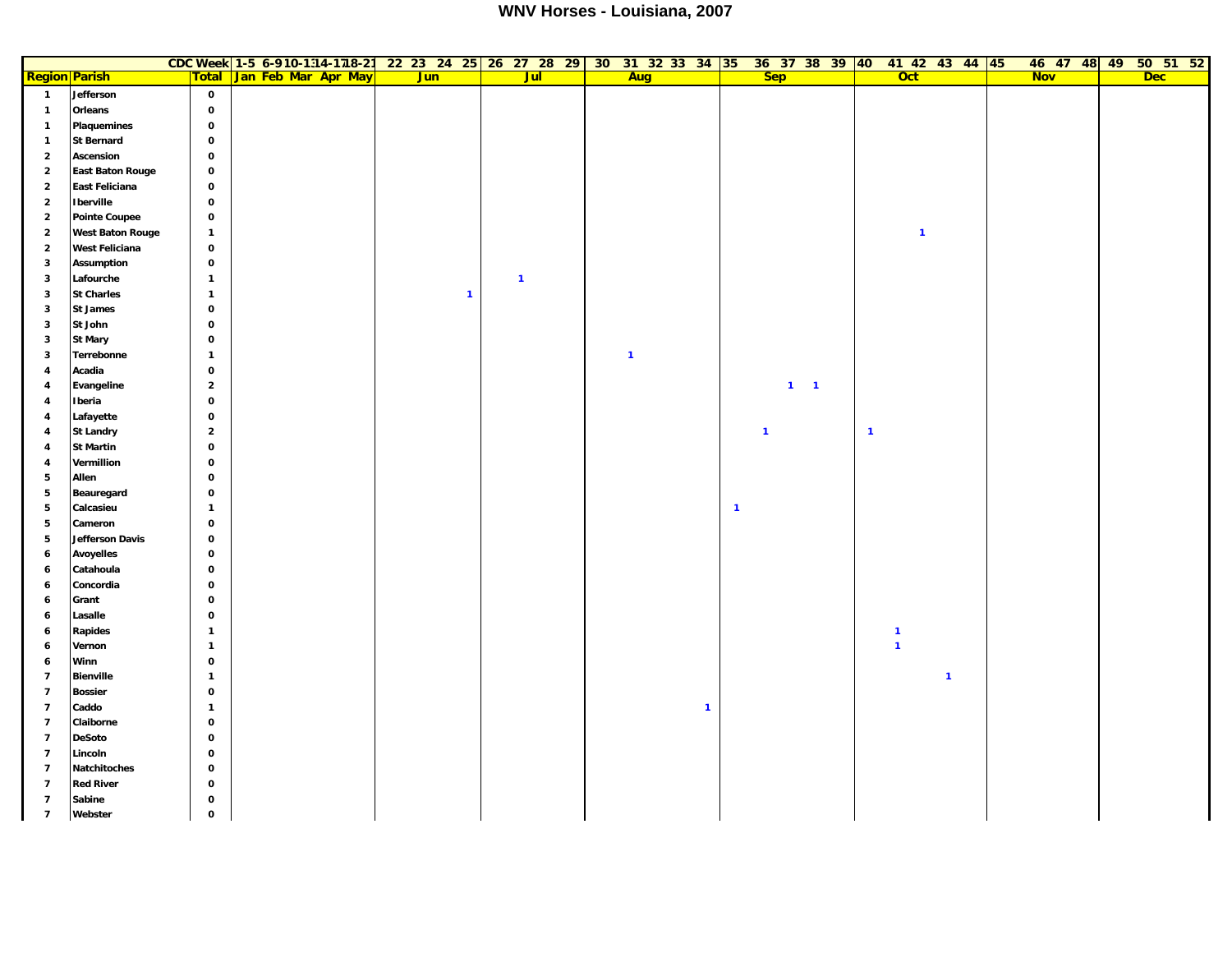# WNV Horses - Louisiana, 2007

| | | CDC Week | 1-5 | 6-9 | 10-13 | 14-17 | 18-21 | 22 | 23 | 24 | 25 | 26 | 27 | 28 | 29 | 30 | 31 | 32 | 33 | 34 | 35 | 36 | 37 | 38 | 39 | 40 | 41 | 42 | 43 | 44 | 45 | 46 | 47 | 48 | 49 | 50 | 51 | 52 |
|---|---|---|---|---|---|---|---|---|---|---|---|---|---|---|---|---|---|---|---|---|---|---|---|---|---|---|---|---|---|---|---|---|---|---|---|---|---|---|
| **Region** | **Parish** | **Total** | Jan | Feb | Mar | Apr | May | Jun | | | | Jul | | | | Aug | | | | | Sep | | | | | Oct | | | | | Nov | | | | Dec | | | |
| 1 | Jefferson | 0 | | | | | | | | | | | | | | | | | | | | | | | | | | | | | | | | | | | | |
| 1 | Orleans | 0 | | | | | | | | | | | | | | | | | | | | | | | | | | | | | | | | | | | | |
| 1 | Plaquemines | 0 | | | | | | | | | | | | | | | | | | | | | | | | | | | | | | | | | | | | |
| 1 | St Bernard | 0 | | | | | | | | | | | | | | | | | | | | | | | | | | | | | | | | | | | | |
| 2 | Ascension | 0 | | | | | | | | | | | | | | | | | | | | | | | | | | | | | | | | | | | | |
| 2 | East Baton Rouge | 0 | | | | | | | | | | | | | | | | | | | | | | | | | | | | | | | | | | | | |
| 2 | East Feliciana | 0 | | | | | | | | | | | | | | | | | | | | | | | | | | | | | | | | | | | | |
| 2 | Iberville | 0 | | | | | | | | | | | | | | | | | | | | | | | | | | | | | | | | | | | | |
| 2 | Pointe Coupee | 0 | | | | | | | | | | | | | | | | | | | | | | | | | | | | | | | | | | | | |
| 2 | West Baton Rouge | 1 | | | | | | | | | | | | | | | | | | | | | | | | | | 1 | | | | | | | | | | |
| 2 | West Feliciana | 0 | | | | | | | | | | | | | | | | | | | | | | | | | | | | | | | | | | | | |
| 3 | Assumption | 0 | | | | | | | | | | | | | | | | | | | | | | | | | | | | | | | | | | | | |
| 3 | Lafourche | 1 | | | | | | | | | | | 1 | | | | | | | | | | | | | | | | | | | | | | | | | |
| 3 | St Charles | 1 | | | | | | | | | 1 | | | | | | | | | | | | | | | | | | | | | | | | | | | |
| 3 | St James | 0 | | | | | | | | | | | | | | | | | | | | | | | | | | | | | | | | | | | | |
| 3 | St John | 0 | | | | | | | | | | | | | | | | | | | | | | | | | | | | | | | | | | | | |
| 3 | St Mary | 0 | | | | | | | | | | | | | | | | | | | | | | | | | | | | | | | | | | | | |
| 3 | Terrebonne | 1 | | | | | | | | | | | | | | | 1 | | | | | | | | | | | | | | | | | | | | | |
| 4 | Acadia | 0 | | | | | | | | | | | | | | | | | | | | | | | | | | | | | | | | | | | | |
| 4 | Evangeline | 2 | | | | | | | | | | | | | | | | | | | | | 1 | 1 | | | | | | | | | | | | | | |
| 4 | Iberia | 0 | | | | | | | | | | | | | | | | | | | | | | | | | | | | | | | | | | | | |
| 4 | Lafayette | 0 | | | | | | | | | | | | | | | | | | | | | | | | | | | | | | | | | | | | |
| 4 | St Landry | 2 | | | | | | | | | | | | | | | | | | | | 1 | | | | 1 | | | | | | | | | | | | |
| 4 | St Martin | 0 | | | | | | | | | | | | | | | | | | | | | | | | | | | | | | | | | | | | |
| 4 | Vermillion | 0 | | | | | | | | | | | | | | | | | | | | | | | | | | | | | | | | | | | | |
| 5 | Allen | 0 | | | | | | | | | | | | | | | | | | | | | | | | | | | | | | | | | | | | |
| 5 | Beauregard | 0 | | | | | | | | | | | | | | | | | | | | | | | | | | | | | | | | | | | | |
| 5 | Calcasieu | 1 | | | | | | | | | | | | | | | | | | | 1 | | | | | | | | | | | | | | | | | |
| 5 | Cameron | 0 | | | | | | | | | | | | | | | | | | | | | | | | | | | | | | | | | | | | |
| 5 | Jefferson Davis | 0 | | | | | | | | | | | | | | | | | | | | | | | | | | | | | | | | | | | | |
| 6 | Avoyelles | 0 | | | | | | | | | | | | | | | | | | | | | | | | | | | | | | | | | | | | |
| 6 | Catahoula | 0 | | | | | | | | | | | | | | | | | | | | | | | | | | | | | | | | | | | | |
| 6 | Concordia | 0 | | | | | | | | | | | | | | | | | | | | | | | | | | | | | | | | | | | | |
| 6 | Grant | 0 | | | | | | | | | | | | | | | | | | | | | | | | | | | | | | | | | | | | |
| 6 | Lasalle | 0 | | | | | | | | | | | | | | | | | | | | | | | | | | | | | | | | | | | | |
| 6 | Rapides | 1 | | | | | | | | | | | | | | | | | | | | | | | | | 1 | | | | | | | | | | | |
| 6 | Vernon | 1 | | | | | | | | | | | | | | | | | | | | | | | | | 1 | | | | | | | | | | | |
| 6 | Winn | 0 | | | | | | | | | | | | | | | | | | | | | | | | | | | | | | | | | | | | |
| 7 | Bienville | 1 | | | | | | | | | | | | | | | | | | | | | | | | | | | 1 | | | | | | | | | |
| 7 | Bossier | 0 | | | | | | | | | | | | | | | | | | | | | | | | | | | | | | | | | | | | |
| 7 | Caddo | 1 | | | | | | | | | | | | | | | | | | 1 | | | | | | | | | | | | | | | | | | |
| 7 | Claiborne | 0 | | | | | | | | | | | | | | | | | | | | | | | | | | | | | | | | | | | | |
| 7 | DeSoto | 0 | | | | | | | | | | | | | | | | | | | | | | | | | | | | | | | | | | | | |
| 7 | Lincoln | 0 | | | | | | | | | | | | | | | | | | | | | | | | | | | | | | | | | | | | |
| 7 | Natchitoches | 0 | | | | | | | | | | | | | | | | | | | | | | | | | | | | | | | | | | | | |
| 7 | Red River | 0 | | | | | | | | | | | | | | | | | | | | | | | | | | | | | | | | | | | | |
| 7 | Sabine | 0 | | | | | | | | | | | | | | | | | | | | | | | | | | | | | | | | | | | | |
| 7 | Webster | 0 | | | | | | | | | | | | | | | | | | | | | | | | | | | | | | | | | | | | |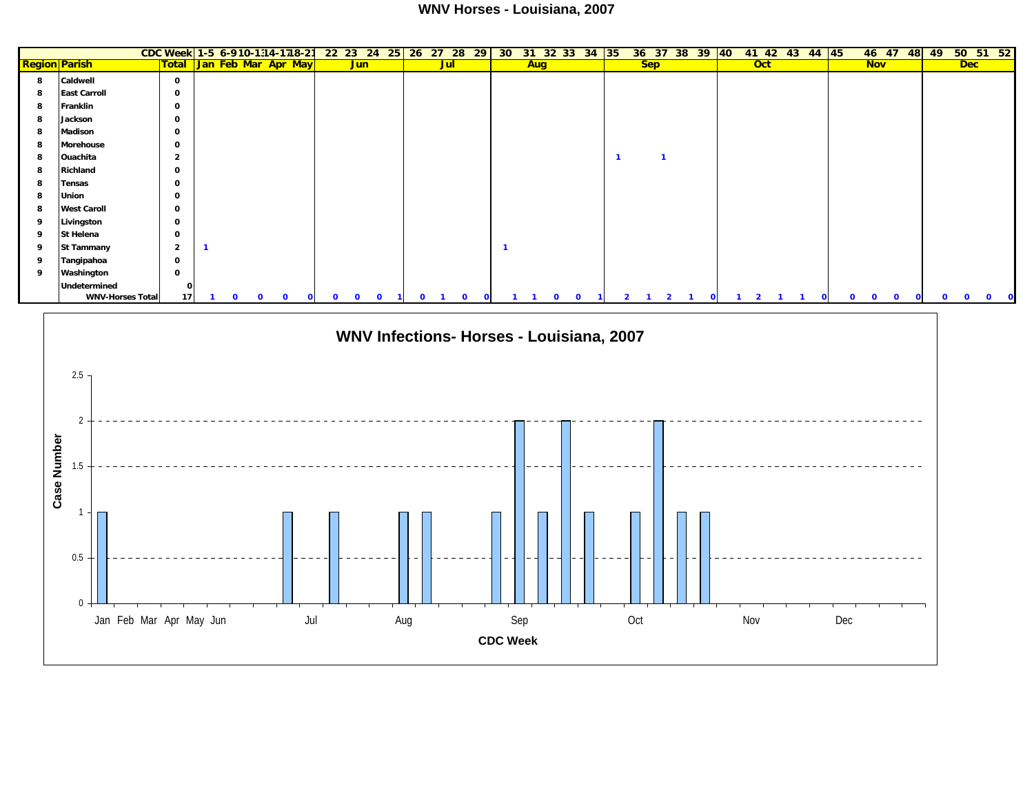# WNV Horses - Louisiana, 2007

| | CDC Week | | 1-5 | 6-9 | 10-13 | 14-17 | 18-21 | 22 | 23 | 24 | 25 | 26 | 27 | 28 | 29 | 30 | 31 | 32 | 33 | 34 | 35 | 36 | 37 | 38 | 39 | 40 | 41 | 42 | 43 | 44 | 45 | 46 | 47 | 48 | 49 | 50 | 51 | 52 |
|---|---|---|---|---|---|---|---|---|---|---|---|---|---|---|---|---|---|---|---|---|---|---|---|---|---|---|---|---|---|---|---|---|---|---|---|---|---|---|
| **Region** | **Parish** | **Total** | **Jan** | **Feb** | **Mar** | **Apr** | **May** | **Jun** | | | | **Jul** | | | | **Aug** | | | | | **Sep** | | | | | **Oct** | | | | | **Nov** | | | | **Dec** | | | |
| 8 | Caldwell | 0 | | | | | | | | | | | | | | | | | | | | | | | | | | | | | | | | | | | | |
| 8 | East Carroll | 0 | | | | | | | | | | | | | | | | | | | | | | | | | | | | | | | | | | | | |
| 8 | Franklin | 0 | | | | | | | | | | | | | | | | | | | | | | | | | | | | | | | | | | | | |
| 8 | Jackson | 0 | | | | | | | | | | | | | | | | | | | | | | | | | | | | | | | | | | | | |
| 8 | Madison | 0 | | | | | | | | | | | | | | | | | | | | | | | | | | | | | | | | | | | | |
| 8 | Morehouse | 0 | | | | | | | | | | | | | | | | | | | | | | | | | | | | | | | | | | | | |
| 8 | Ouachita | 2 | | | | | | | | | | | | | | | | | | | 1 | | 1 | | | | | | | | | | | | | | | |
| 8 | Richland | 0 | | | | | | | | | | | | | | | | | | | | | | | | | | | | | | | | | | | | |
| 8 | Tensas | 0 | | | | | | | | | | | | | | | | | | | | | | | | | | | | | | | | | | | | |
| 8 | Union | 0 | | | | | | | | | | | | | | | | | | | | | | | | | | | | | | | | | | | | |
| 8 | West Caroll | 0 | | | | | | | | | | | | | | | | | | | | | | | | | | | | | | | | | | | | |
| 9 | Livingston | 0 | | | | | | | | | | | | | | | | | | | | | | | | | | | | | | | | | | | | |
| 9 | St Helena | 0 | | | | | | | | | | | | | | | | | | | | | | | | | | | | | | | | | | | | |
| 9 | St Tammany | 2 | 1 | | | | | | | | | | | | | 1 | | | | | | | | | | | | | | | | | | | | | | |
| 9 | Tangipahoa | 0 | | | | | | | | | | | | | | | | | | | | | | | | | | | | | | | | | | | | |
| 9 | Washington | 0 | | | | | | | | | | | | | | | | | | | | | | | | | | | | | | | | | | | | |
| | Undetermined | 0 | | | | | | | | | | | | | | | | | | | | | | | | | | | | | | | | | | | | |
| | **WNV-Horses Total** | 17 | 1 | 0 | 0 | 0 | 0 | 0 | 0 | 0 | 1 | 0 | 1 | 0 | 0 | 1 | 1 | 0 | 0 | 1 | 2 | 1 | 2 | 1 | 0 | 1 | 2 | 1 | 1 | 0 | 0 | 0 | 0 | 0 | 0 | 0 | 0 | 0 |

## WNV Infections- Horses - Louisiana, 2007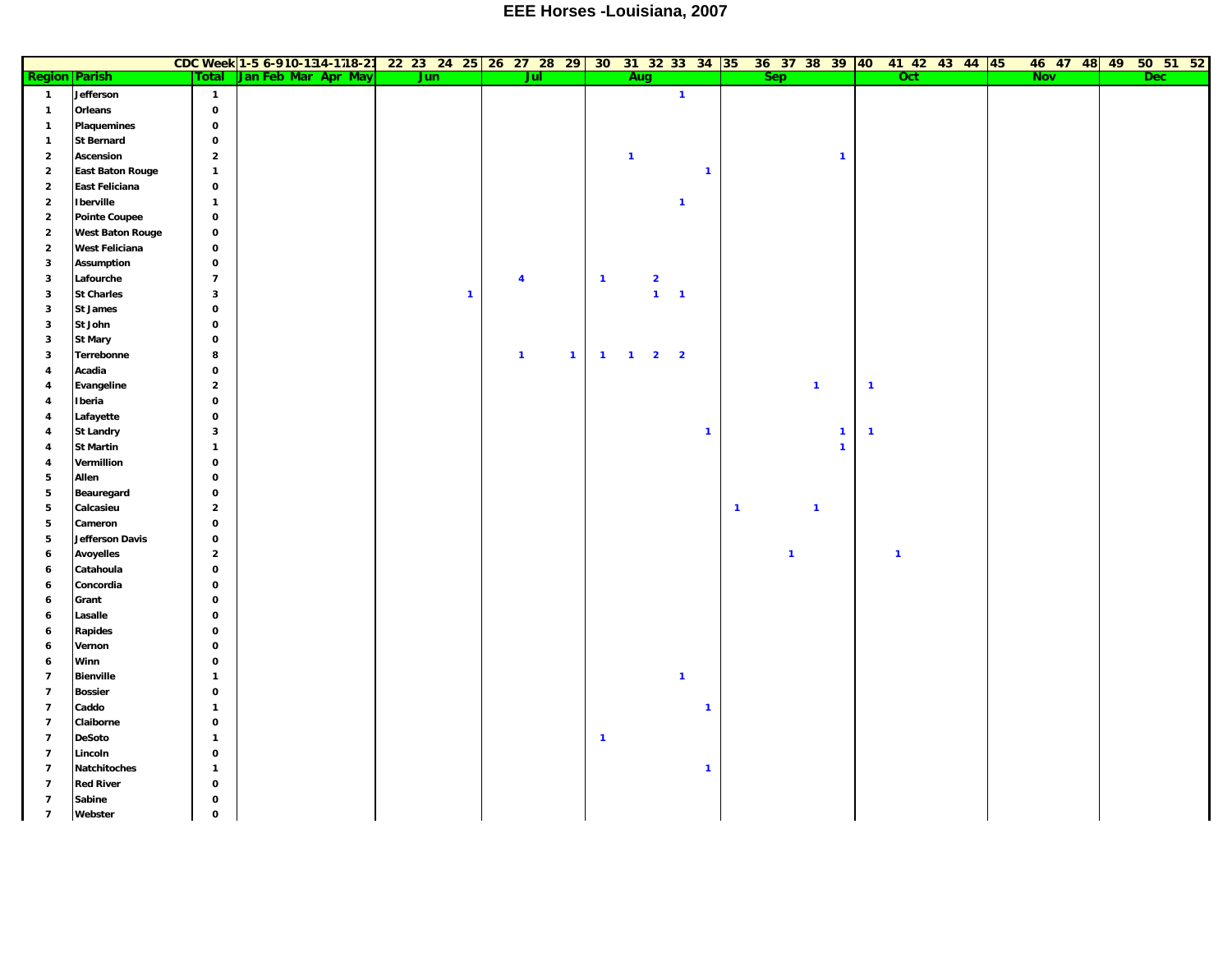# EEE Horses -Louisiana, 2007

| | | CDC Week | 1-5 | 6-9 | 10-13 | 14-17 | 18-21 | 22 | 23 | 24 | 25 | 26 | 27 | 28 | 29 | 30 | 31 | 32 | 33 | 34 | 35 | 36 | 37 | 38 | 39 | 40 | 41 | 42 | 43 | 44 | 45 | 46 | 47 | 48 | 49 | 50 | 51 | 52 |
|---|---|---|---|---|---|---|---|---|---|---|---|---|---|---|---|---|---|---|---|---|---|---|---|---|---|---|---|---|---|---|---|---|---|---|---|---|---|---|
| **Region** | **Parish** | **Total** | Jan | Feb | Mar | Apr | May | Jun | | | | Jul | | | | Aug | | | | | Sep | | | | | Oct | | | | | Nov | | | | Dec | | | |
| 1 | Jefferson | 1 | | | | | | | | | | | | | | | | | 1 | | | | | | | | | | | | | | | | | | | |
| 1 | Orleans | 0 | | | | | | | | | | | | | | | | | | | | | | | | | | | | | | | | | | | | |
| 1 | Plaquemines | 0 | | | | | | | | | | | | | | | | | | | | | | | | | | | | | | | | | | | | |
| 1 | St Bernard | 0 | | | | | | | | | | | | | | | | | | | | | | | | | | | | | | | | | | | | |
| 2 | Ascension | 2 | | | | | | | | | | | | | | | 1 | | | | | | | | 1 | | | | | | | | | | | | | |
| 2 | East Baton Rouge | 1 | | | | | | | | | | | | | | | | | | 1 | | | | | | | | | | | | | | | | | | |
| 2 | East Feliciana | 0 | | | | | | | | | | | | | | | | | | | | | | | | | | | | | | | | | | | | |
| 2 | Iberville | 1 | | | | | | | | | | | | | | | | | 1 | | | | | | | | | | | | | | | | | | | |
| 2 | Pointe Coupee | 0 | | | | | | | | | | | | | | | | | | | | | | | | | | | | | | | | | | | | |
| 2 | West Baton Rouge | 0 | | | | | | | | | | | | | | | | | | | | | | | | | | | | | | | | | | | | |
| 2 | West Feliciana | 0 | | | | | | | | | | | | | | | | | | | | | | | | | | | | | | | | | | | | |
| 3 | Assumption | 0 | | | | | | | | | | | | | | | | | | | | | | | | | | | | | | | | | | | | |
| 3 | Lafourche | 7 | | | | | | | | | | | 4 | | | 1 | | 2 | | | | | | | | | | | | | | | | | | | | |
| 3 | St Charles | 3 | | | | | | | | | 1 | | | | | | | 1 | 1 | | | | | | | | | | | | | | | | | | | |
| 3 | St James | 0 | | | | | | | | | | | | | | | | | | | | | | | | | | | | | | | | | | | | |
| 3 | St John | 0 | | | | | | | | | | | | | | | | | | | | | | | | | | | | | | | | | | | | |
| 3 | St Mary | 0 | | | | | | | | | | | | | | | | | | | | | | | | | | | | | | | | | | | | |
| 3 | Terrebonne | 8 | | | | | | | | | | | 1 | | 1 | 1 | 1 | 2 | 2 | | | | | | | | | | | | | | | | | | | |
| 4 | Acadia | 0 | | | | | | | | | | | | | | | | | | | | | | | | | | | | | | | | | | | | |
| 4 | Evangeline | 2 | | | | | | | | | | | | | | | | | | | | | | 1 | | 1 | | | | | | | | | | | | |
| 4 | Iberia | 0 | | | | | | | | | | | | | | | | | | | | | | | | | | | | | | | | | | | | |
| 4 | Lafayette | 0 | | | | | | | | | | | | | | | | | | | | | | | | | | | | | | | | | | | | |
| 4 | St Landry | 3 | | | | | | | | | | | | | | | | | | 1 | | | | | 1 | 1 | | | | | | | | | | | | |
| 4 | St Martin | 1 | | | | | | | | | | | | | | | | | | | | | | | 1 | | | | | | | | | | | | | |
| 4 | Vermillion | 0 | | | | | | | | | | | | | | | | | | | | | | | | | | | | | | | | | | | | |
| 5 | Allen | 0 | | | | | | | | | | | | | | | | | | | | | | | | | | | | | | | | | | | | |
| 5 | Beauregard | 0 | | | | | | | | | | | | | | | | | | | | | | | | | | | | | | | | | | | | |
| 5 | Calcasieu | 2 | | | | | | | | | | | | | | | | | | | 1 | | | 1 | | | | | | | | | | | | | | |
| 5 | Cameron | 0 | | | | | | | | | | | | | | | | | | | | | | | | | | | | | | | | | | | | |
| 5 | Jefferson Davis | 0 | | | | | | | | | | | | | | | | | | | | | | | | | | | | | | | | | | | | |
| 6 | Avoyelles | 2 | | | | | | | | | | | | | | | | | | | | | 1 | | | | 1 | | | | | | | | | | | |
| 6 | Catahoula | 0 | | | | | | | | | | | | | | | | | | | | | | | | | | | | | | | | | | | | |
| 6 | Concordia | 0 | | | | | | | | | | | | | | | | | | | | | | | | | | | | | | | | | | | | |
| 6 | Grant | 0 | | | | | | | | | | | | | | | | | | | | | | | | | | | | | | | | | | | | |
| 6 | Lasalle | 0 | | | | | | | | | | | | | | | | | | | | | | | | | | | | | | | | | | | | |
| 6 | Rapides | 0 | | | | | | | | | | | | | | | | | | | | | | | | | | | | | | | | | | | | |
| 6 | Vernon | 0 | | | | | | | | | | | | | | | | | | | | | | | | | | | | | | | | | | | | |
| 6 | Winn | 0 | | | | | | | | | | | | | | | | | | | | | | | | | | | | | | | | | | | | |
| 7 | Bienville | 1 | | | | | | | | | | | | | | | | | 1 | | | | | | | | | | | | | | | | | | | |
| 7 | Bossier | 0 | | | | | | | | | | | | | | | | | | | | | | | | | | | | | | | | | | | | |
| 7 | Caddo | 1 | | | | | | | | | | | | | | | | | | 1 | | | | | | | | | | | | | | | | | | |
| 7 | Claiborne | 0 | | | | | | | | | | | | | | | | | | | | | | | | | | | | | | | | | | | | |
| 7 | DeSoto | 1 | | | | | | | | | | | | | | 1 | | | | | | | | | | | | | | | | | | | | | | |
| 7 | Lincoln | 0 | | | | | | | | | | | | | | | | | | | | | | | | | | | | | | | | | | | | |
| 7 | Natchitoches | 1 | | | | | | | | | | | | | | | | | | 1 | | | | | | | | | | | | | | | | | | |
| 7 | Red River | 0 | | | | | | | | | | | | | | | | | | | | | | | | | | | | | | | | | | | | |
| 7 | Sabine | 0 | | | | | | | | | | | | | | | | | | | | | | | | | | | | | | | | | | | | |
| 7 | Webster | 0 | | | | | | | | | | | | | | | | | | | | | | | | | | | | | | | | | | | | |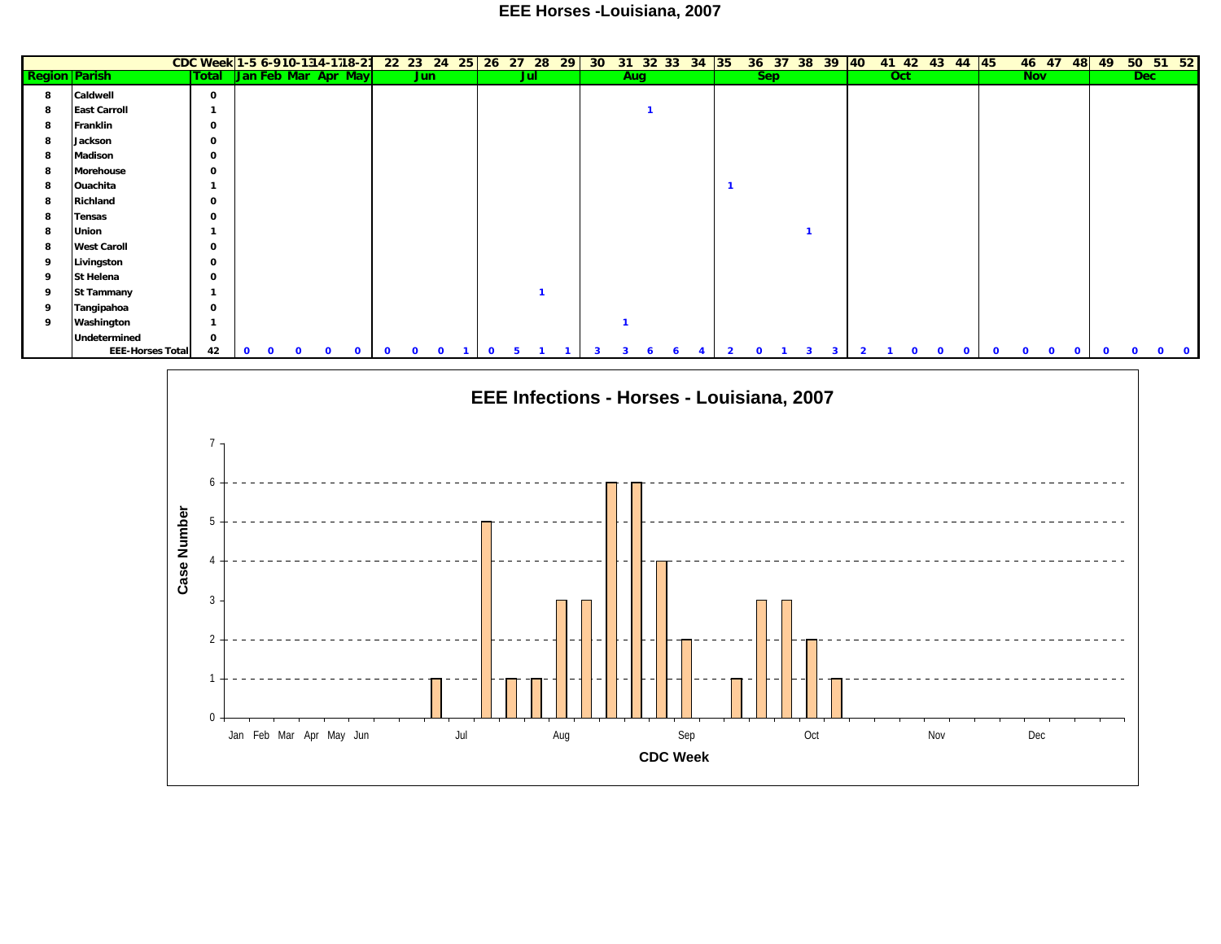# EEE Horses -Louisiana, 2007

| | CDC Week | | 1-5 | 6-9 | 10-13 | 14-17 | 18-21 | 22 | 23 | 24 | 25 | 26 | 27 | 28 | 29 | 30 | 31 | 32 | 33 | 34 | 35 | 36 | 37 | 38 | 39 | 40 | 41 | 42 | 43 | 44 | 45 | 46 | 47 | 48 | 49 | 50 | 51 | 52 |
|---|---|---|---|---|---|---|---|---|---|---|---|---|---|---|---|---|---|---|---|---|---|---|---|---|---|---|---|---|---|---|---|---|---|---|---|---|---|---|
| **Region** | **Parish** | **Total** | Jan | Feb | Mar | Apr | May | Jun | | | | Jul | | | | Aug | | | | | Sep | | | | | Oct | | | | | Nov | | | | Dec | | | |
| 8 | Caldwell | 0 | | | | | | | | | | | | | | | | | | | | | | | | | | | | | | | | | | | | |
| 8 | East Carroll | 1 | | | | | | | | | | | | | | | | 1 | | | | | | | | | | | | | | | | | | | | |
| 8 | Franklin | 0 | | | | | | | | | | | | | | | | | | | | | | | | | | | | | | | | | | | | |
| 8 | Jackson | 0 | | | | | | | | | | | | | | | | | | | | | | | | | | | | | | | | | | | | |
| 8 | Madison | 0 | | | | | | | | | | | | | | | | | | | | | | | | | | | | | | | | | | | | |
| 8 | Morehouse | 0 | | | | | | | | | | | | | | | | | | | | | | | | | | | | | | | | | | | | |
| 8 | Ouachita | 1 | | | | | | | | | | | | | | | | | | | 1 | | | | | | | | | | | | | | | | | |
| 8 | Richland | 0 | | | | | | | | | | | | | | | | | | | | | | | | | | | | | | | | | | | | |
| 8 | Tensas | 0 | | | | | | | | | | | | | | | | | | | | | | | | | | | | | | | | | | | | |
| 8 | Union | 1 | | | | | | | | | | | | | | | | | | | | | | 1 | | | | | | | | | | | | | | |
| 8 | West Caroll | 0 | | | | | | | | | | | | | | | | | | | | | | | | | | | | | | | | | | | | |
| 9 | Livingston | 0 | | | | | | | | | | | | | | | | | | | | | | | | | | | | | | | | | | | | |
| 9 | St Helena | 0 | | | | | | | | | | | | | | | | | | | | | | | | | | | | | | | | | | | | |
| 9 | St Tammany | 1 | | | | | | | | | | | | 1 | | | | | | | | | | | | | | | | | | | | | | | | |
| 9 | Tangipahoa | 0 | | | | | | | | | | | | | | | | | | | | | | | | | | | | | | | | | | | | |
| 9 | Washington | 1 | | | | | | | | | | | | | | | 1 | | | | | | | | | | | | | | | | | | | | | |
| | Undetermined | 0 | | | | | | | | | | | | | | | | | | | | | | | | | | | | | | | | | | | | |
| | **EEE-Horses Total** | 42 | 0 | 0 | 0 | 0 | 0 | 0 | 0 | 0 | 1 | 0 | 5 | 1 | 1 | 3 | 3 | 6 | 6 | 4 | 2 | 0 | 1 | 3 | 3 | 2 | 1 | 0 | 0 | 0 | 0 | 0 | 0 | 0 | 0 | 0 | 0 | 0 |

## EEE Infections - Horses - Louisiana, 2007

Case Number

CDC Week

Jan Feb Mar Apr May Jun Jul Aug Sep Oct Nov Dec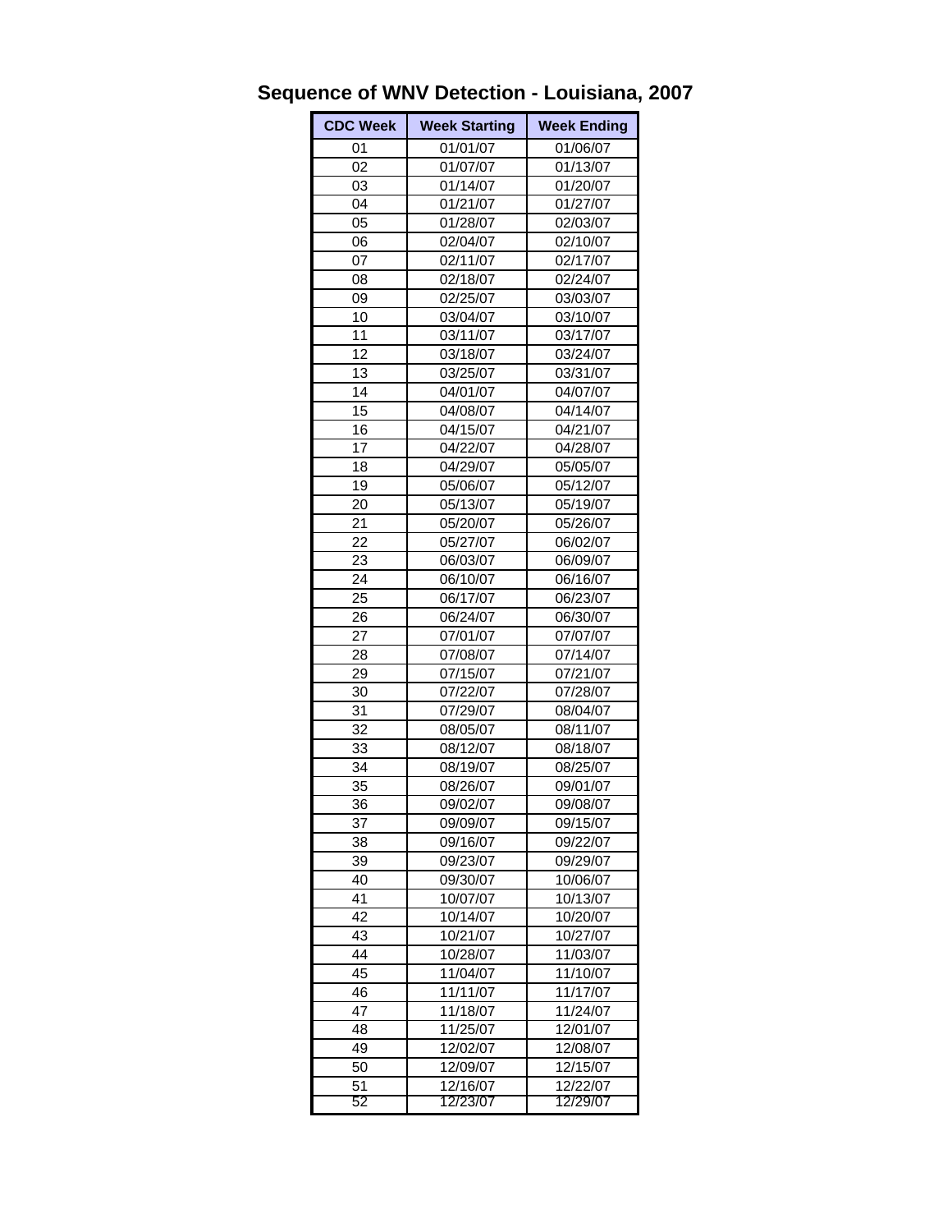# Sequence of WNV Detection - Louisiana, 2007

| CDC Week | Week Starting | Week Ending |
|---|---|---|
| 01 | 01/01/07 | 01/06/07 |
| 02 | 01/07/07 | 01/13/07 |
| 03 | 01/14/07 | 01/20/07 |
| 04 | 01/21/07 | 01/27/07 |
| 05 | 01/28/07 | 02/03/07 |
| 06 | 02/04/07 | 02/10/07 |
| 07 | 02/11/07 | 02/17/07 |
| 08 | 02/18/07 | 02/24/07 |
| 09 | 02/25/07 | 03/03/07 |
| 10 | 03/04/07 | 03/10/07 |
| 11 | 03/11/07 | 03/17/07 |
| 12 | 03/18/07 | 03/24/07 |
| 13 | 03/25/07 | 03/31/07 |
| 14 | 04/01/07 | 04/07/07 |
| 15 | 04/08/07 | 04/14/07 |
| 16 | 04/15/07 | 04/21/07 |
| 17 | 04/22/07 | 04/28/07 |
| 18 | 04/29/07 | 05/05/07 |
| 19 | 05/06/07 | 05/12/07 |
| 20 | 05/13/07 | 05/19/07 |
| 21 | 05/20/07 | 05/26/07 |
| 22 | 05/27/07 | 06/02/07 |
| 23 | 06/03/07 | 06/09/07 |
| 24 | 06/10/07 | 06/16/07 |
| 25 | 06/17/07 | 06/23/07 |
| 26 | 06/24/07 | 06/30/07 |
| 27 | 07/01/07 | 07/07/07 |
| 28 | 07/08/07 | 07/14/07 |
| 29 | 07/15/07 | 07/21/07 |
| 30 | 07/22/07 | 07/28/07 |
| 31 | 07/29/07 | 08/04/07 |
| 32 | 08/05/07 | 08/11/07 |
| 33 | 08/12/07 | 08/18/07 |
| 34 | 08/19/07 | 08/25/07 |
| 35 | 08/26/07 | 09/01/07 |
| 36 | 09/02/07 | 09/08/07 |
| 37 | 09/09/07 | 09/15/07 |
| 38 | 09/16/07 | 09/22/07 |
| 39 | 09/23/07 | 09/29/07 |
| 40 | 09/30/07 | 10/06/07 |
| 41 | 10/07/07 | 10/13/07 |
| 42 | 10/14/07 | 10/20/07 |
| 43 | 10/21/07 | 10/27/07 |
| 44 | 10/28/07 | 11/03/07 |
| 45 | 11/04/07 | 11/10/07 |
| 46 | 11/11/07 | 11/17/07 |
| 47 | 11/18/07 | 11/24/07 |
| 48 | 11/25/07 | 12/01/07 |
| 49 | 12/02/07 | 12/08/07 |
| 50 | 12/09/07 | 12/15/07 |
| 51 | 12/16/07 | 12/22/07 |
| 52 | 12/23/07 | 12/29/07 |